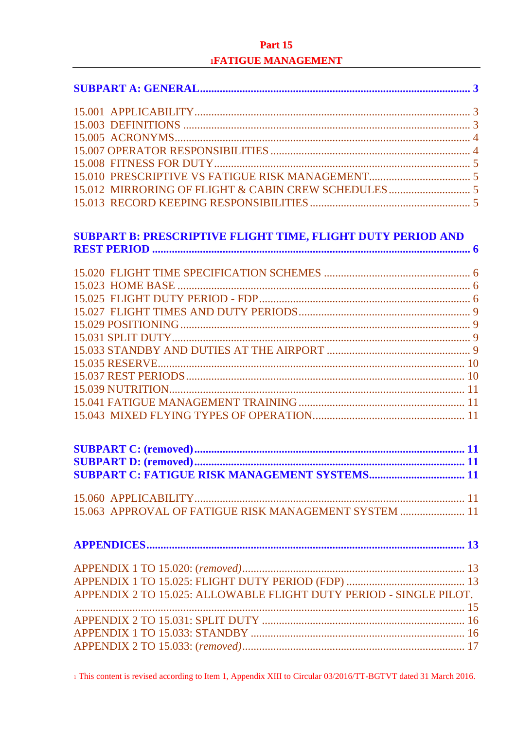# Part 15

## FATIGUE MANAGEMENT[1]

**SUBPART A: GENERAL** ... 3

15.001 APPLICABILITY ... 3
15.003 DEFINITIONS ... 3
15.005 ACRONYMS ... 4
15.007 OPERATOR RESPONSIBILITIES ... 4
15.008 FITNESS FOR DUTY ... 5
15.010 PRESCRIPTIVE VS FATIGUE RISK MANAGEMENT ... 5
15.012 MIRRORING OF FLIGHT & CABIN CREW SCHEDULES ... 5
15.013 RECORD KEEPING RESPONSIBILITIES ... 5

**SUBPART B: PRESCRIPTIVE FLIGHT TIME, FLIGHT DUTY PERIOD AND REST PERIOD** ... 6

15.020 FLIGHT TIME SPECIFICATION SCHEMES ... 6
15.023 HOME BASE ... 6
15.025 FLIGHT DUTY PERIOD - FDP ... 6
15.027 FLIGHT TIMES AND DUTY PERIODS ... 9
15.029 POSITIONING ... 9
15.031 SPLIT DUTY ... 9
15.033 STANDBY AND DUTIES AT THE AIRPORT ... 9
15.035 RESERVE ... 10
15.037 REST PERIODS ... 10
15.039 NUTRITION ... 11
15.041 FATIGUE MANAGEMENT TRAINING ... 11
15.043 MIXED FLYING TYPES OF OPERATION ... 11

**SUBPART C: (removed)** ... 11
**SUBPART D: (removed)** ... 11
**SUBPART C: FATIGUE RISK MANAGEMENT SYSTEMS** ... 11

15.060 APPLICABILITY ... 11
15.063 APPROVAL OF FATIGUE RISK MANAGEMENT SYSTEM ... 11

**APPENDICES** ... 13

APPENDIX 1 TO 15.020: *(removed)* ... 13
APPENDIX 1 TO 15.025: FLIGHT DUTY PERIOD (FDP) ... 13
APPENDIX 2 TO 15.025: ALLOWABLE FLIGHT DUTY PERIOD - SINGLE PILOT. ... 15
APPENDIX 2 TO 15.031: SPLIT DUTY ... 16
APPENDIX 1 TO 15.033: STANDBY ... 16
APPENDIX 2 TO 15.033: *(removed)* ... 17

[1] This content is revised according to Item 1, Appendix XIII to Circular 03/2016/TT-BGTVT dated 31 March 2016.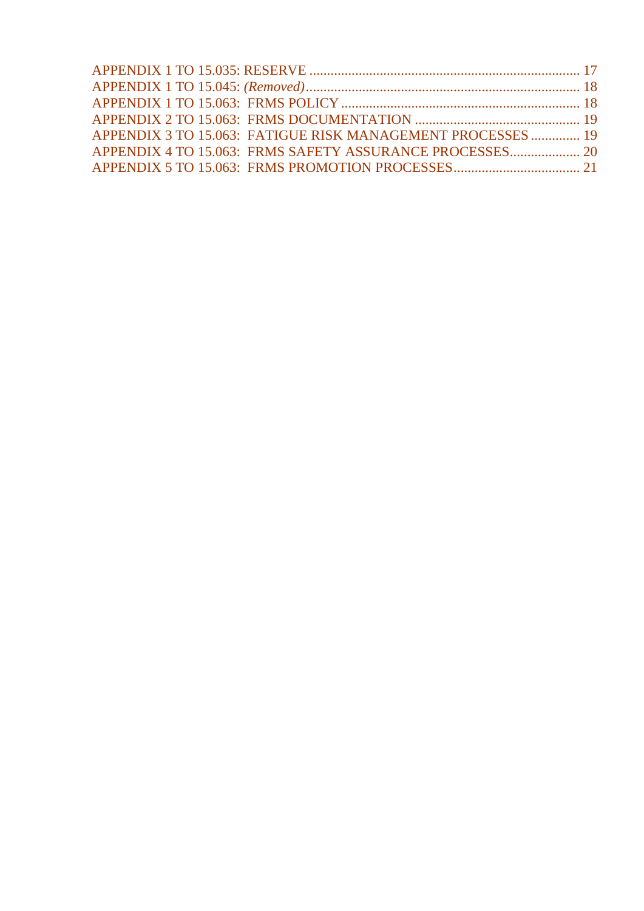APPENDIX 1 TO 15.035: RESERVE ............................................................................ 17
APPENDIX 1 TO 15.045: *(Removed)* ............................................................................. 18
APPENDIX 1 TO 15.063: FRMS POLICY ................................................................... 18
APPENDIX 2 TO 15.063: FRMS DOCUMENTATION ............................................... 19
APPENDIX 3 TO 15.063: FATIGUE RISK MANAGEMENT PROCESSES .............. 19
APPENDIX 4 TO 15.063: FRMS SAFETY ASSURANCE PROCESSES.................... 20
APPENDIX 5 TO 15.063: FRMS PROMOTION PROCESSES.................................... 21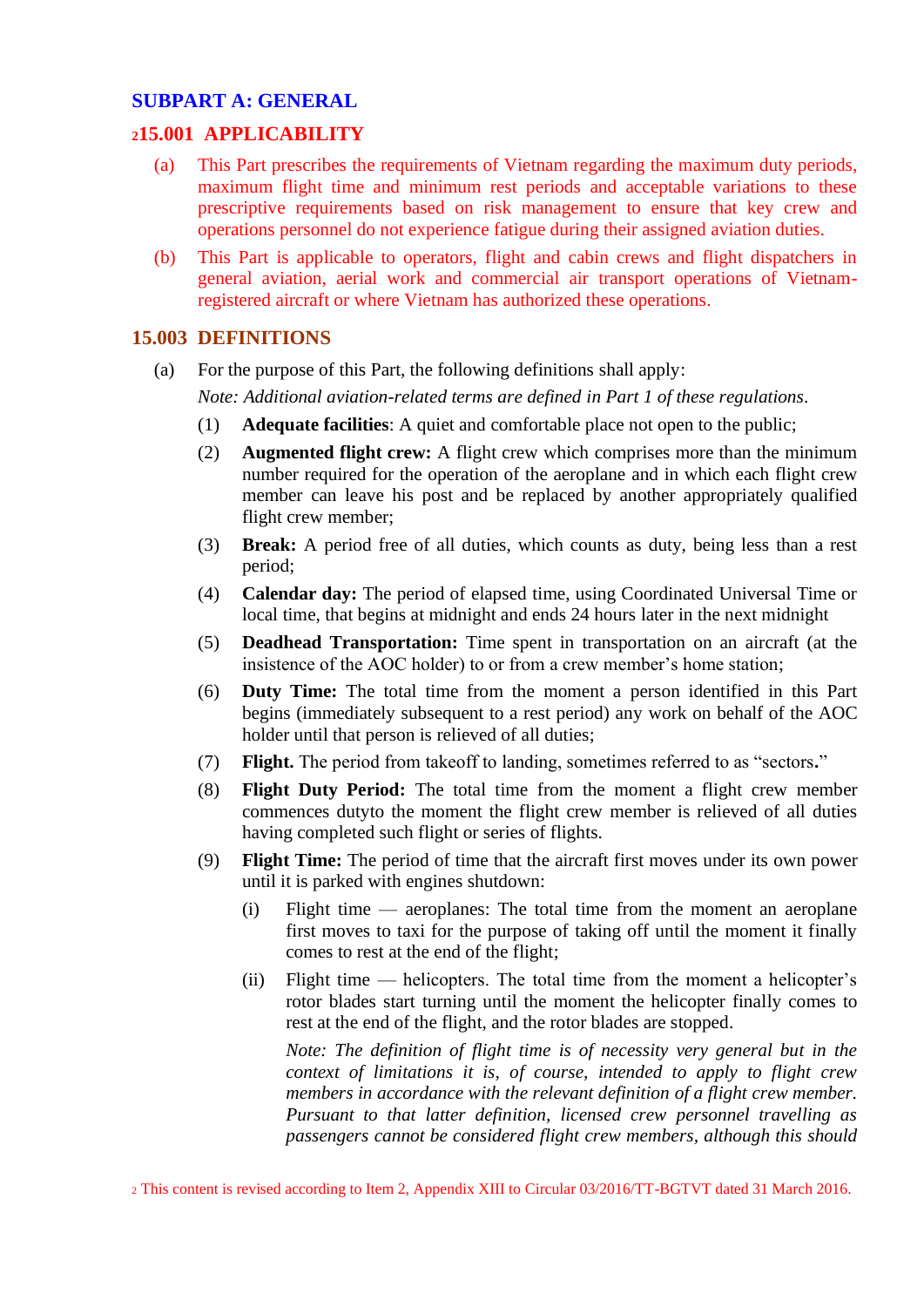## SUBPART A: GENERAL

### [2]15.001 APPLICABILITY

(a) This Part prescribes the requirements of Vietnam regarding the maximum duty periods, maximum flight time and minimum rest periods and acceptable variations to these prescriptive requirements based on risk management to ensure that key crew and operations personnel do not experience fatigue during their assigned aviation duties.

(b) This Part is applicable to operators, flight and cabin crews and flight dispatchers in general aviation, aerial work and commercial air transport operations of Vietnam-registered aircraft or where Vietnam has authorized these operations.

### 15.003 DEFINITIONS

(a) For the purpose of this Part, the following definitions shall apply:

*Note: Additional aviation-related terms are defined in Part 1 of these regulations.*

(1) **Adequate facilities**: A quiet and comfortable place not open to the public;

(2) **Augmented flight crew:** A flight crew which comprises more than the minimum number required for the operation of the aeroplane and in which each flight crew member can leave his post and be replaced by another appropriately qualified flight crew member;

(3) **Break:** A period free of all duties, which counts as duty, being less than a rest period;

(4) **Calendar day:** The period of elapsed time, using Coordinated Universal Time or local time, that begins at midnight and ends 24 hours later in the next midnight

(5) **Deadhead Transportation:** Time spent in transportation on an aircraft (at the insistence of the AOC holder) to or from a crew member's home station;

(6) **Duty Time:** The total time from the moment a person identified in this Part begins (immediately subsequent to a rest period) any work on behalf of the AOC holder until that person is relieved of all duties;

(7) **Flight.** The period from takeoff to landing, sometimes referred to as "sectors**.**"

(8) **Flight Duty Period:** The total time from the moment a flight crew member commences dutyto the moment the flight crew member is relieved of all duties having completed such flight or series of flights.

(9) **Flight Time:** The period of time that the aircraft first moves under its own power until it is parked with engines shutdown:

(i) Flight time — aeroplanes: The total time from the moment an aeroplane first moves to taxi for the purpose of taking off until the moment it finally comes to rest at the end of the flight;

(ii) Flight time — helicopters. The total time from the moment a helicopter's rotor blades start turning until the moment the helicopter finally comes to rest at the end of the flight, and the rotor blades are stopped.

*Note: The definition of flight time is of necessity very general but in the context of limitations it is, of course, intended to apply to flight crew members in accordance with the relevant definition of a flight crew member. Pursuant to that latter definition, licensed crew personnel travelling as passengers cannot be considered flight crew members, although this should*

[2] This content is revised according to Item 2, Appendix XIII to Circular 03/2016/TT-BGTVT dated 31 March 2016.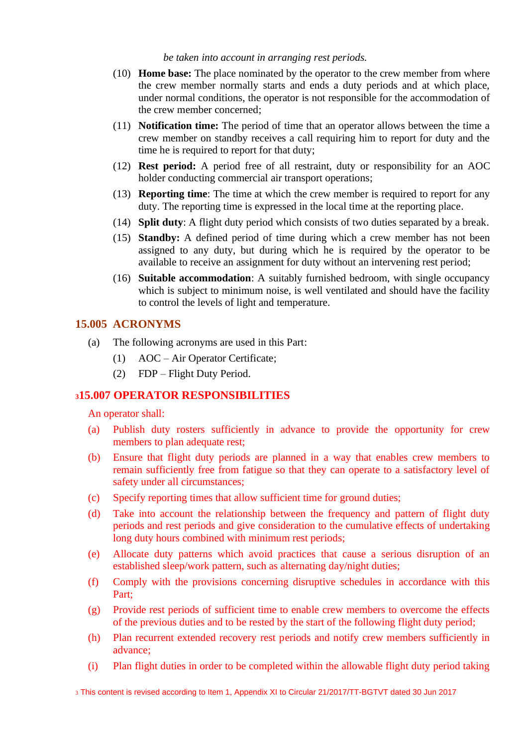*be taken into account in arranging rest periods.*

(10) **Home base:** The place nominated by the operator to the crew member from where the crew member normally starts and ends a duty periods and at which place, under normal conditions, the operator is not responsible for the accommodation of the crew member concerned;

(11) **Notification time:** The period of time that an operator allows between the time a crew member on standby receives a call requiring him to report for duty and the time he is required to report for that duty;

(12) **Rest period:** A period free of all restraint, duty or responsibility for an AOC holder conducting commercial air transport operations;

(13) **Reporting time**: The time at which the crew member is required to report for any duty. The reporting time is expressed in the local time at the reporting place.

(14) **Split duty**: A flight duty period which consists of two duties separated by a break.

(15) **Standby:** A defined period of time during which a crew member has not been assigned to any duty, but during which he is required by the operator to be available to receive an assignment for duty without an intervening rest period;

(16) **Suitable accommodation**: A suitably furnished bedroom, with single occupancy which is subject to minimum noise, is well ventilated and should have the facility to control the levels of light and temperature.

## 15.005 ACRONYMS

(a) The following acronyms are used in this Part:

(1) AOC – Air Operator Certificate;

(2) FDP – Flight Duty Period.

## [3]15.007 OPERATOR RESPONSIBILITIES

An operator shall:

(a) Publish duty rosters sufficiently in advance to provide the opportunity for crew members to plan adequate rest;

(b) Ensure that flight duty periods are planned in a way that enables crew members to remain sufficiently free from fatigue so that they can operate to a satisfactory level of safety under all circumstances;

(c) Specify reporting times that allow sufficient time for ground duties;

(d) Take into account the relationship between the frequency and pattern of flight duty periods and rest periods and give consideration to the cumulative effects of undertaking long duty hours combined with minimum rest periods;

(e) Allocate duty patterns which avoid practices that cause a serious disruption of an established sleep/work pattern, such as alternating day/night duties;

(f) Comply with the provisions concerning disruptive schedules in accordance with this Part;

(g) Provide rest periods of sufficient time to enable crew members to overcome the effects of the previous duties and to be rested by the start of the following flight duty period;

(h) Plan recurrent extended recovery rest periods and notify crew members sufficiently in advance;

(i) Plan flight duties in order to be completed within the allowable flight duty period taking

[3] This content is revised according to Item 1, Appendix XI to Circular 21/2017/TT-BGTVT dated 30 Jun 2017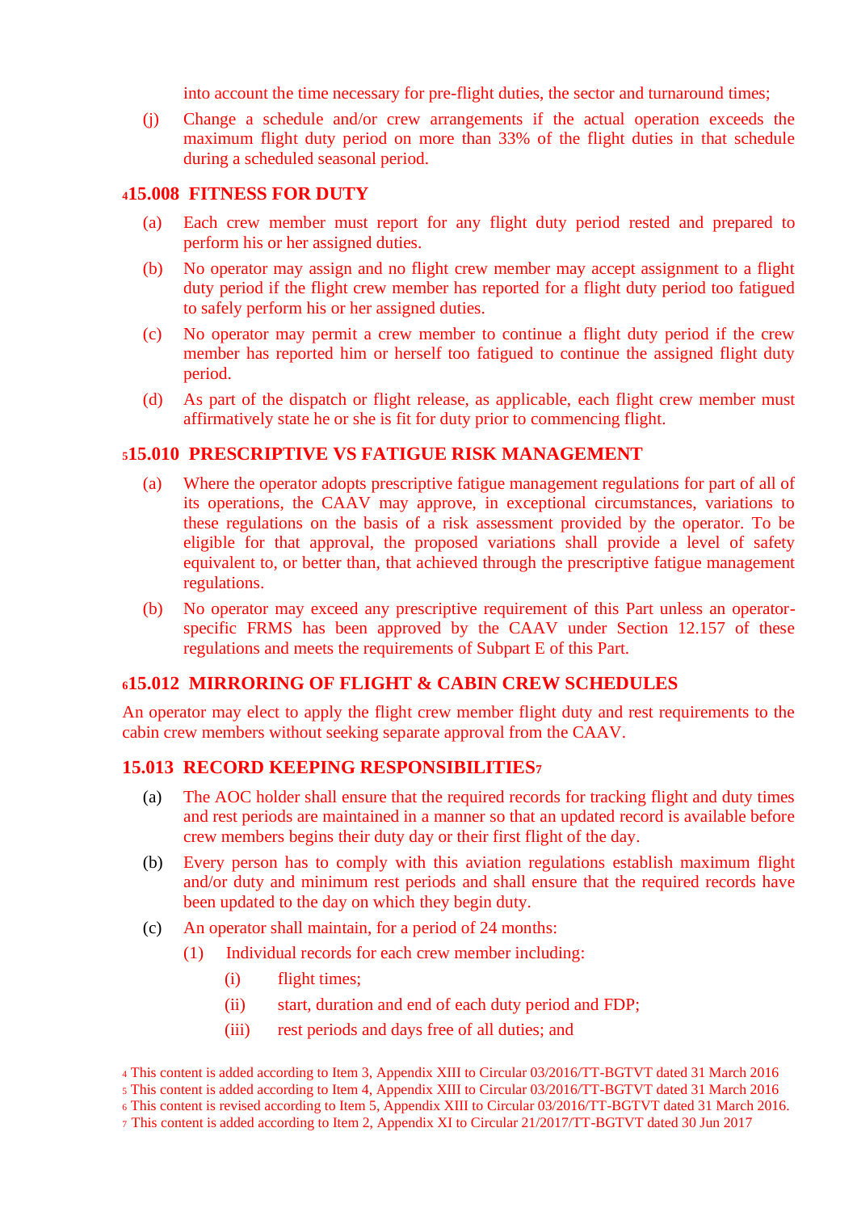into account the time necessary for pre-flight duties, the sector and turnaround times;

(j) Change a schedule and/or crew arrangements if the actual operation exceeds the maximum flight duty period on more than 33% of the flight duties in that schedule during a scheduled seasonal period.

## [4]15.008 FITNESS FOR DUTY

(a) Each crew member must report for any flight duty period rested and prepared to perform his or her assigned duties.

(b) No operator may assign and no flight crew member may accept assignment to a flight duty period if the flight crew member has reported for a flight duty period too fatigued to safely perform his or her assigned duties.

(c) No operator may permit a crew member to continue a flight duty period if the crew member has reported him or herself too fatigued to continue the assigned flight duty period.

(d) As part of the dispatch or flight release, as applicable, each flight crew member must affirmatively state he or she is fit for duty prior to commencing flight.

## [5]15.010 PRESCRIPTIVE VS FATIGUE RISK MANAGEMENT

(a) Where the operator adopts prescriptive fatigue management regulations for part of all of its operations, the CAAV may approve, in exceptional circumstances, variations to these regulations on the basis of a risk assessment provided by the operator. To be eligible for that approval, the proposed variations shall provide a level of safety equivalent to, or better than, that achieved through the prescriptive fatigue management regulations.

(b) No operator may exceed any prescriptive requirement of this Part unless an operator-specific FRMS has been approved by the CAAV under Section 12.157 of these regulations and meets the requirements of Subpart E of this Part.

## [6]15.012 MIRRORING OF FLIGHT & CABIN CREW SCHEDULES

An operator may elect to apply the flight crew member flight duty and rest requirements to the cabin crew members without seeking separate approval from the CAAV.

## 15.013 RECORD KEEPING RESPONSIBILITIES[7]

(a) The AOC holder shall ensure that the required records for tracking flight and duty times and rest periods are maintained in a manner so that an updated record is available before crew members begins their duty day or their first flight of the day.

(b) Every person has to comply with this aviation regulations establish maximum flight and/or duty and minimum rest periods and shall ensure that the required records have been updated to the day on which they begin duty.

(c) An operator shall maintain, for a period of 24 months:

- (1) Individual records for each crew member including:
  - (i) flight times;
  - (ii) start, duration and end of each duty period and FDP;
  - (iii) rest periods and days free of all duties; and

[4] This content is added according to Item 3, Appendix XIII to Circular 03/2016/TT-BGTVT dated 31 March 2016

[5] This content is added according to Item 4, Appendix XIII to Circular 03/2016/TT-BGTVT dated 31 March 2016

[6] This content is revised according to Item 5, Appendix XIII to Circular 03/2016/TT-BGTVT dated 31 March 2016.

[7] This content is added according to Item 2, Appendix XI to Circular 21/2017/TT-BGTVT dated 30 Jun 2017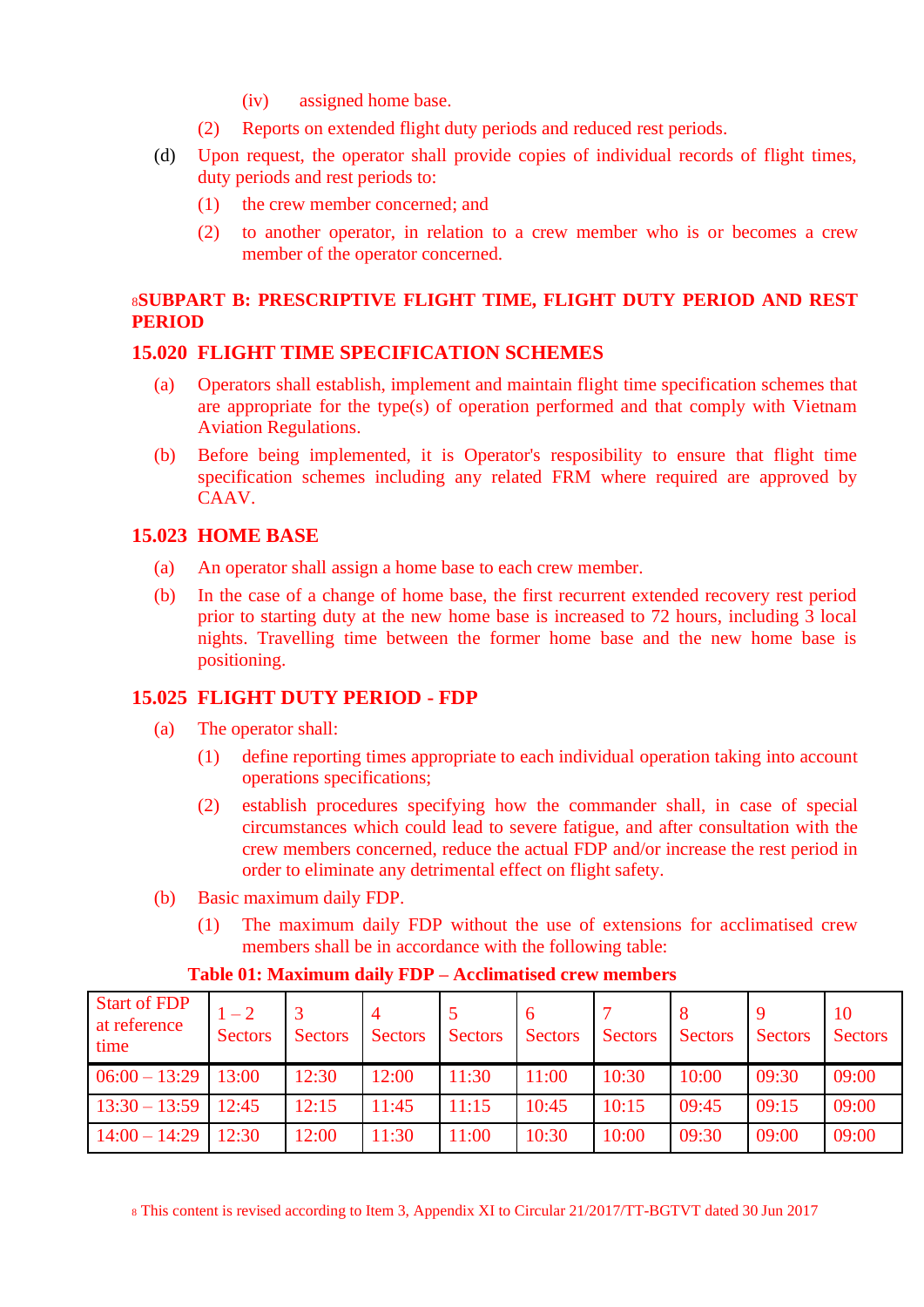(iv) assigned home base.

(2) Reports on extended flight duty periods and reduced rest periods.

(d) Upon request, the operator shall provide copies of individual records of flight times, duty periods and rest periods to:

(1) the crew member concerned; and

(2) to another operator, in relation to a crew member who is or becomes a crew member of the operator concerned.

## [8]SUBPART B: PRESCRIPTIVE FLIGHT TIME, FLIGHT DUTY PERIOD AND REST PERIOD

### 15.020 FLIGHT TIME SPECIFICATION SCHEMES

(a) Operators shall establish, implement and maintain flight time specification schemes that are appropriate for the type(s) of operation performed and that comply with Vietnam Aviation Regulations.

(b) Before being implemented, it is Operator's resposibility to ensure that flight time specification schemes including any related FRM where required are approved by CAAV.

### 15.023 HOME BASE

(a) An operator shall assign a home base to each crew member.

(b) In the case of a change of home base, the first recurrent extended recovery rest period prior to starting duty at the new home base is increased to 72 hours, including 3 local nights. Travelling time between the former home base and the new home base is positioning.

### 15.025 FLIGHT DUTY PERIOD - FDP

(a) The operator shall:

(1) define reporting times appropriate to each individual operation taking into account operations specifications;

(2) establish procedures specifying how the commander shall, in case of special circumstances which could lead to severe fatigue, and after consultation with the crew members concerned, reduce the actual FDP and/or increase the rest period in order to eliminate any detrimental effect on flight safety.

(b) Basic maximum daily FDP.

(1) The maximum daily FDP without the use of extensions for acclimatised crew members shall be in accordance with the following table:

**Table 01: Maximum daily FDP – Acclimatised crew members**

| Start of FDP at reference time | 1 – 2 Sectors | 3 Sectors | 4 Sectors | 5 Sectors | 6 Sectors | 7 Sectors | 8 Sectors | 9 Sectors | 10 Sectors |
|---|---|---|---|---|---|---|---|---|---|
| 06:00 – 13:29 | 13:00 | 12:30 | 12:00 | 11:30 | 11:00 | 10:30 | 10:00 | 09:30 | 09:00 |
| 13:30 – 13:59 | 12:45 | 12:15 | 11:45 | 11:15 | 10:45 | 10:15 | 09:45 | 09:15 | 09:00 |
| 14:00 – 14:29 | 12:30 | 12:00 | 11:30 | 11:00 | 10:30 | 10:00 | 09:30 | 09:00 | 09:00 |

[8] This content is revised according to Item 3, Appendix XI to Circular 21/2017/TT-BGTVT dated 30 Jun 2017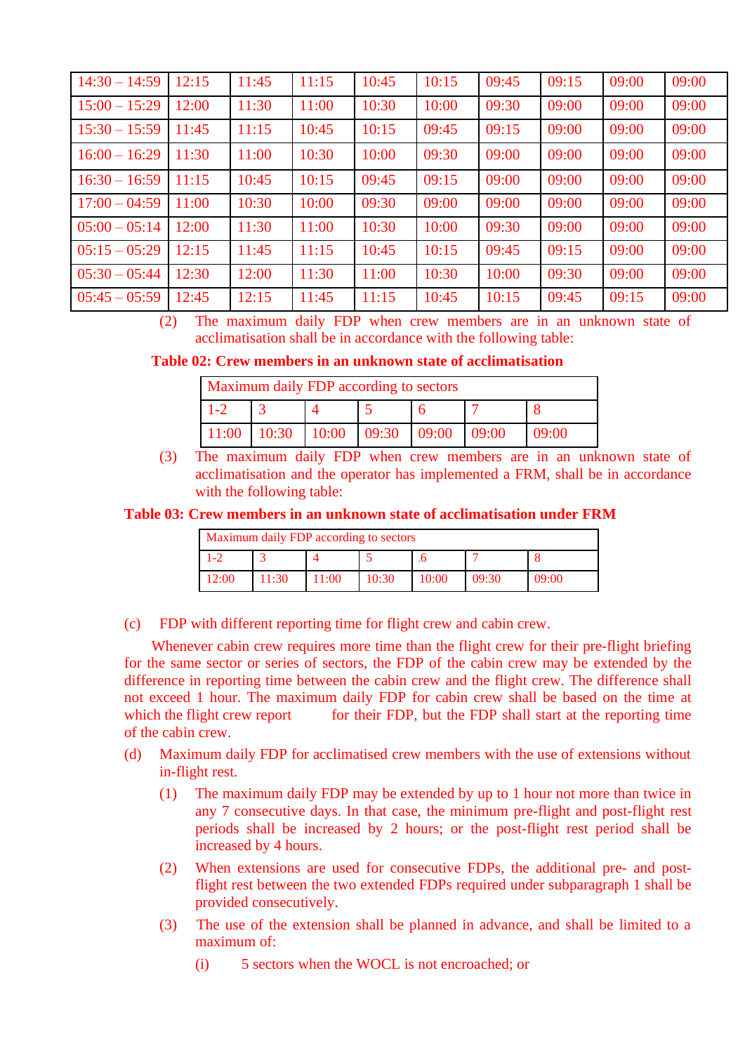| 14:30 – 14:59 | 12:15 | 11:45 | 11:15 | 10:45 | 10:15 | 09:45 | 09:15 | 09:00 | 09:00 |
|---|---|---|---|---|---|---|---|---|---|
| 15:00 – 15:29 | 12:00 | 11:30 | 11:00 | 10:30 | 10:00 | 09:30 | 09:00 | 09:00 | 09:00 |
| 15:30 – 15:59 | 11:45 | 11:15 | 10:45 | 10:15 | 09:45 | 09:15 | 09:00 | 09:00 | 09:00 |
| 16:00 – 16:29 | 11:30 | 11:00 | 10:30 | 10:00 | 09:30 | 09:00 | 09:00 | 09:00 | 09:00 |
| 16:30 – 16:59 | 11:15 | 10:45 | 10:15 | 09:45 | 09:15 | 09:00 | 09:00 | 09:00 | 09:00 |
| 17:00 – 04:59 | 11:00 | 10:30 | 10:00 | 09:30 | 09:00 | 09:00 | 09:00 | 09:00 | 09:00 |
| 05:00 – 05:14 | 12:00 | 11:30 | 11:00 | 10:30 | 10:00 | 09:30 | 09:00 | 09:00 | 09:00 |
| 05:15 – 05:29 | 12:15 | 11:45 | 11:15 | 10:45 | 10:15 | 09:45 | 09:15 | 09:00 | 09:00 |
| 05:30 – 05:44 | 12:30 | 12:00 | 11:30 | 11:00 | 10:30 | 10:00 | 09:30 | 09:00 | 09:00 |
| 05:45 – 05:59 | 12:45 | 12:15 | 11:45 | 11:15 | 10:45 | 10:15 | 09:45 | 09:15 | 09:00 |

(2) The maximum daily FDP when crew members are in an unknown state of acclimatisation shall be in accordance with the following table:

**Table 02: Crew members in an unknown state of acclimatisation**

| Maximum daily FDP according to sectors | | | | | | |
|---|---|---|---|---|---|---|
| 1-2 | 3 | 4 | 5 | 6 | 7 | 8 |
| 11:00 | 10:30 | 10:00 | 09:30 | 09:00 | 09:00 | 09:00 |

(3) The maximum daily FDP when crew members are in an unknown state of acclimatisation and the operator has implemented a FRM, shall be in accordance with the following table:

**Table 03: Crew members in an unknown state of acclimatisation under FRM**

| Maximum daily FDP according to sectors | | | | | | |
|---|---|---|---|---|---|---|
| 1-2 | 3 | 4 | 5 | 6 | 7 | 8 |
| 12:00 | 11:30 | 11:00 | 10:30 | 10:00 | 09:30 | 09:00 |

(c) FDP with different reporting time for flight crew and cabin crew.

Whenever cabin crew requires more time than the flight crew for their pre-flight briefing for the same sector or series of sectors, the FDP of the cabin crew may be extended by the difference in reporting time between the cabin crew and the flight crew. The difference shall not exceed 1 hour. The maximum daily FDP for cabin crew shall be based on the time at which the flight crew report for their FDP, but the FDP shall start at the reporting time of the cabin crew.

(d) Maximum daily FDP for acclimatised crew members with the use of extensions without in-flight rest.

(1) The maximum daily FDP may be extended by up to 1 hour not more than twice in any 7 consecutive days. In that case, the minimum pre-flight and post-flight rest periods shall be increased by 2 hours; or the post-flight rest period shall be increased by 4 hours.

(2) When extensions are used for consecutive FDPs, the additional pre- and post-flight rest between the two extended FDPs required under subparagraph 1 shall be provided consecutively.

(3) The use of the extension shall be planned in advance, and shall be limited to a maximum of:

(i) 5 sectors when the WOCL is not encroached; or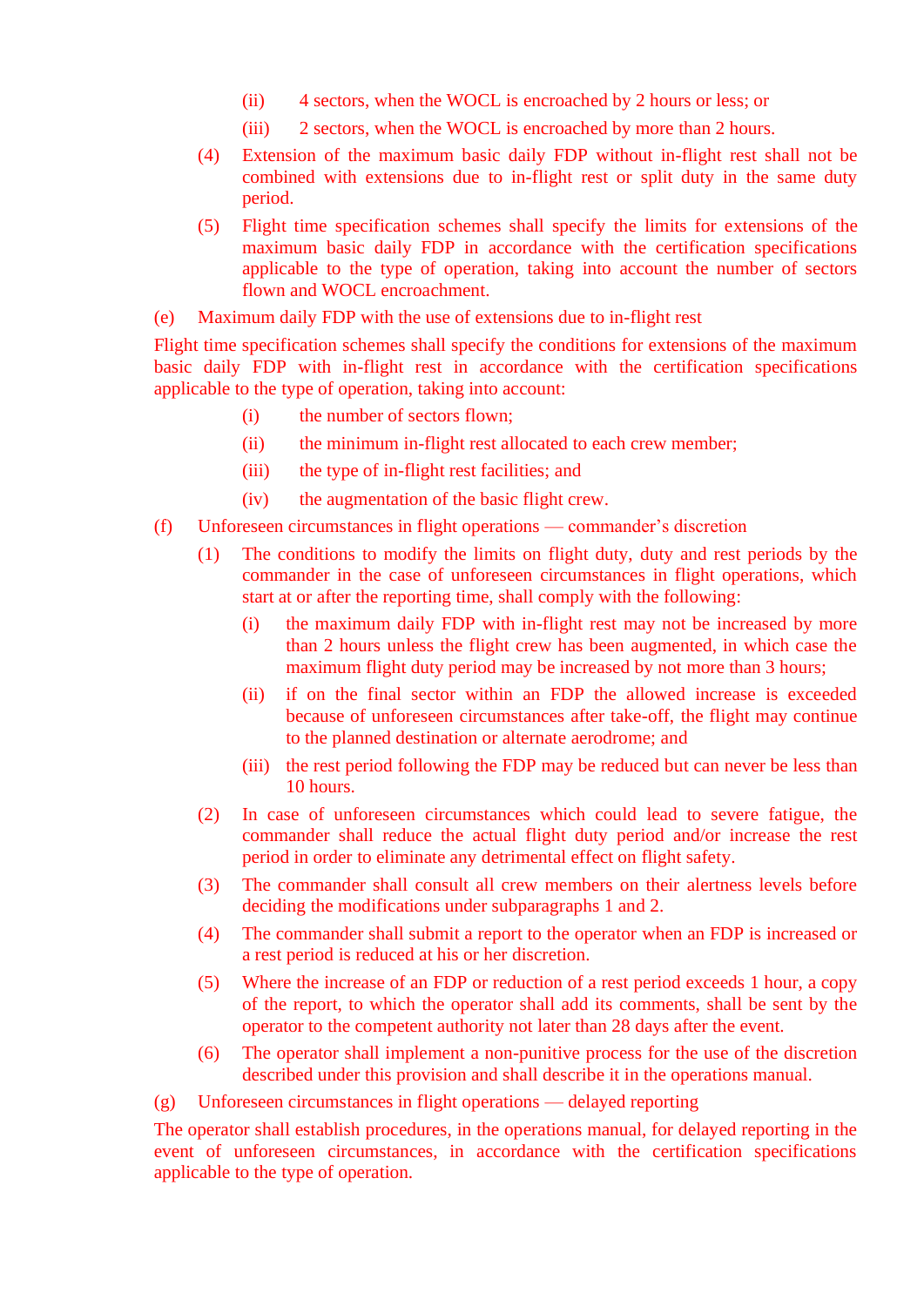(ii) 4 sectors, when the WOCL is encroached by 2 hours or less; or

(iii) 2 sectors, when the WOCL is encroached by more than 2 hours.

(4) Extension of the maximum basic daily FDP without in-flight rest shall not be combined with extensions due to in-flight rest or split duty in the same duty period.

(5) Flight time specification schemes shall specify the limits for extensions of the maximum basic daily FDP in accordance with the certification specifications applicable to the type of operation, taking into account the number of sectors flown and WOCL encroachment.

(e) Maximum daily FDP with the use of extensions due to in-flight rest

Flight time specification schemes shall specify the conditions for extensions of the maximum basic daily FDP with in-flight rest in accordance with the certification specifications applicable to the type of operation, taking into account:

(i) the number of sectors flown;

(ii) the minimum in-flight rest allocated to each crew member;

(iii) the type of in-flight rest facilities; and

(iv) the augmentation of the basic flight crew.

(f) Unforeseen circumstances in flight operations — commander’s discretion

(1) The conditions to modify the limits on flight duty, duty and rest periods by the commander in the case of unforeseen circumstances in flight operations, which start at or after the reporting time, shall comply with the following:

(i) the maximum daily FDP with in-flight rest may not be increased by more than 2 hours unless the flight crew has been augmented, in which case the maximum flight duty period may be increased by not more than 3 hours;

(ii) if on the final sector within an FDP the allowed increase is exceeded because of unforeseen circumstances after take-off, the flight may continue to the planned destination or alternate aerodrome; and

(iii) the rest period following the FDP may be reduced but can never be less than 10 hours.

(2) In case of unforeseen circumstances which could lead to severe fatigue, the commander shall reduce the actual flight duty period and/or increase the rest period in order to eliminate any detrimental effect on flight safety.

(3) The commander shall consult all crew members on their alertness levels before deciding the modifications under subparagraphs 1 and 2.

(4) The commander shall submit a report to the operator when an FDP is increased or a rest period is reduced at his or her discretion.

(5) Where the increase of an FDP or reduction of a rest period exceeds 1 hour, a copy of the report, to which the operator shall add its comments, shall be sent by the operator to the competent authority not later than 28 days after the event.

(6) The operator shall implement a non-punitive process for the use of the discretion described under this provision and shall describe it in the operations manual.

(g) Unforeseen circumstances in flight operations — delayed reporting

The operator shall establish procedures, in the operations manual, for delayed reporting in the event of unforeseen circumstances, in accordance with the certification specifications applicable to the type of operation.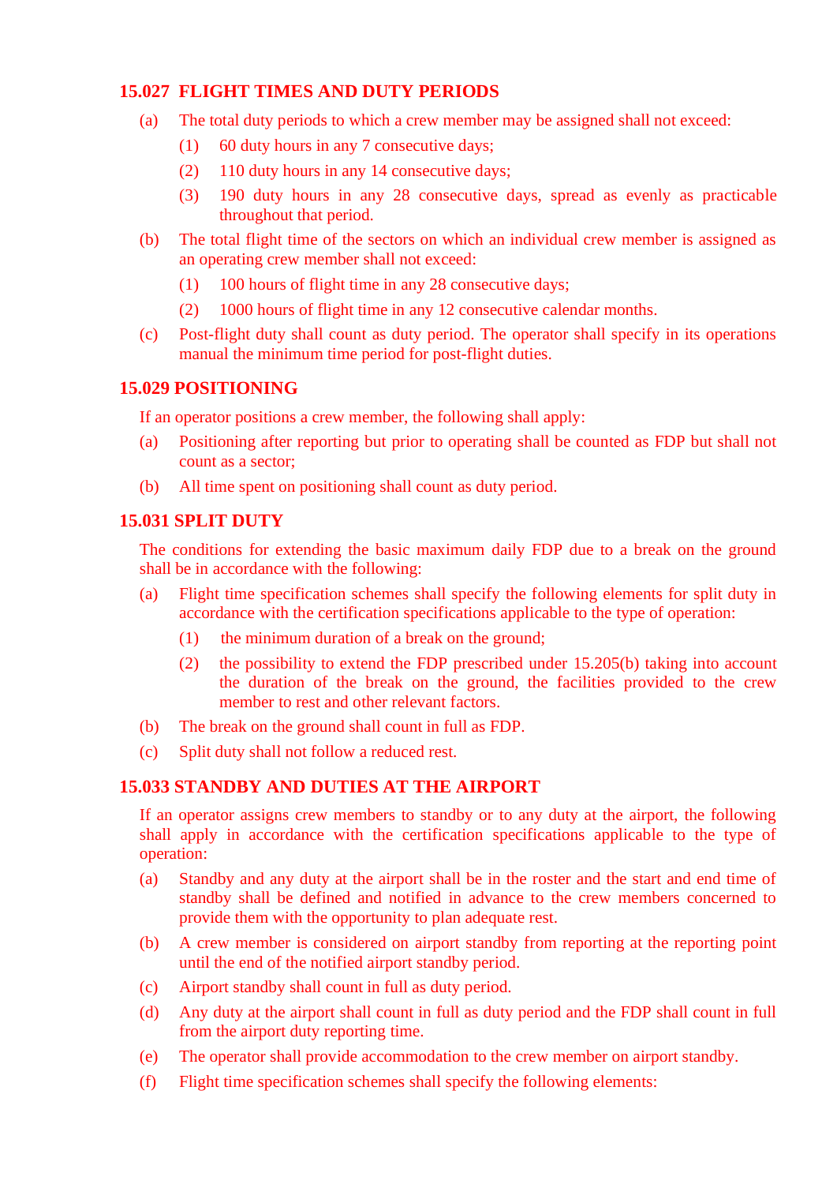## 15.027 FLIGHT TIMES AND DUTY PERIODS

(a) The total duty periods to which a crew member may be assigned shall not exceed:

(1) 60 duty hours in any 7 consecutive days;

(2) 110 duty hours in any 14 consecutive days;

(3) 190 duty hours in any 28 consecutive days, spread as evenly as practicable throughout that period.

(b) The total flight time of the sectors on which an individual crew member is assigned as an operating crew member shall not exceed:

(1) 100 hours of flight time in any 28 consecutive days;

(2) 1000 hours of flight time in any 12 consecutive calendar months.

(c) Post-flight duty shall count as duty period. The operator shall specify in its operations manual the minimum time period for post-flight duties.

## 15.029 POSITIONING

If an operator positions a crew member, the following shall apply:

(a) Positioning after reporting but prior to operating shall be counted as FDP but shall not count as a sector;

(b) All time spent on positioning shall count as duty period.

## 15.031 SPLIT DUTY

The conditions for extending the basic maximum daily FDP due to a break on the ground shall be in accordance with the following:

(a) Flight time specification schemes shall specify the following elements for split duty in accordance with the certification specifications applicable to the type of operation:

(1) the minimum duration of a break on the ground;

(2) the possibility to extend the FDP prescribed under 15.205(b) taking into account the duration of the break on the ground, the facilities provided to the crew member to rest and other relevant factors.

(b) The break on the ground shall count in full as FDP.

(c) Split duty shall not follow a reduced rest.

## 15.033 STANDBY AND DUTIES AT THE AIRPORT

If an operator assigns crew members to standby or to any duty at the airport, the following shall apply in accordance with the certification specifications applicable to the type of operation:

(a) Standby and any duty at the airport shall be in the roster and the start and end time of standby shall be defined and notified in advance to the crew members concerned to provide them with the opportunity to plan adequate rest.

(b) A crew member is considered on airport standby from reporting at the reporting point until the end of the notified airport standby period.

(c) Airport standby shall count in full as duty period.

(d) Any duty at the airport shall count in full as duty period and the FDP shall count in full from the airport duty reporting time.

(e) The operator shall provide accommodation to the crew member on airport standby.

(f) Flight time specification schemes shall specify the following elements: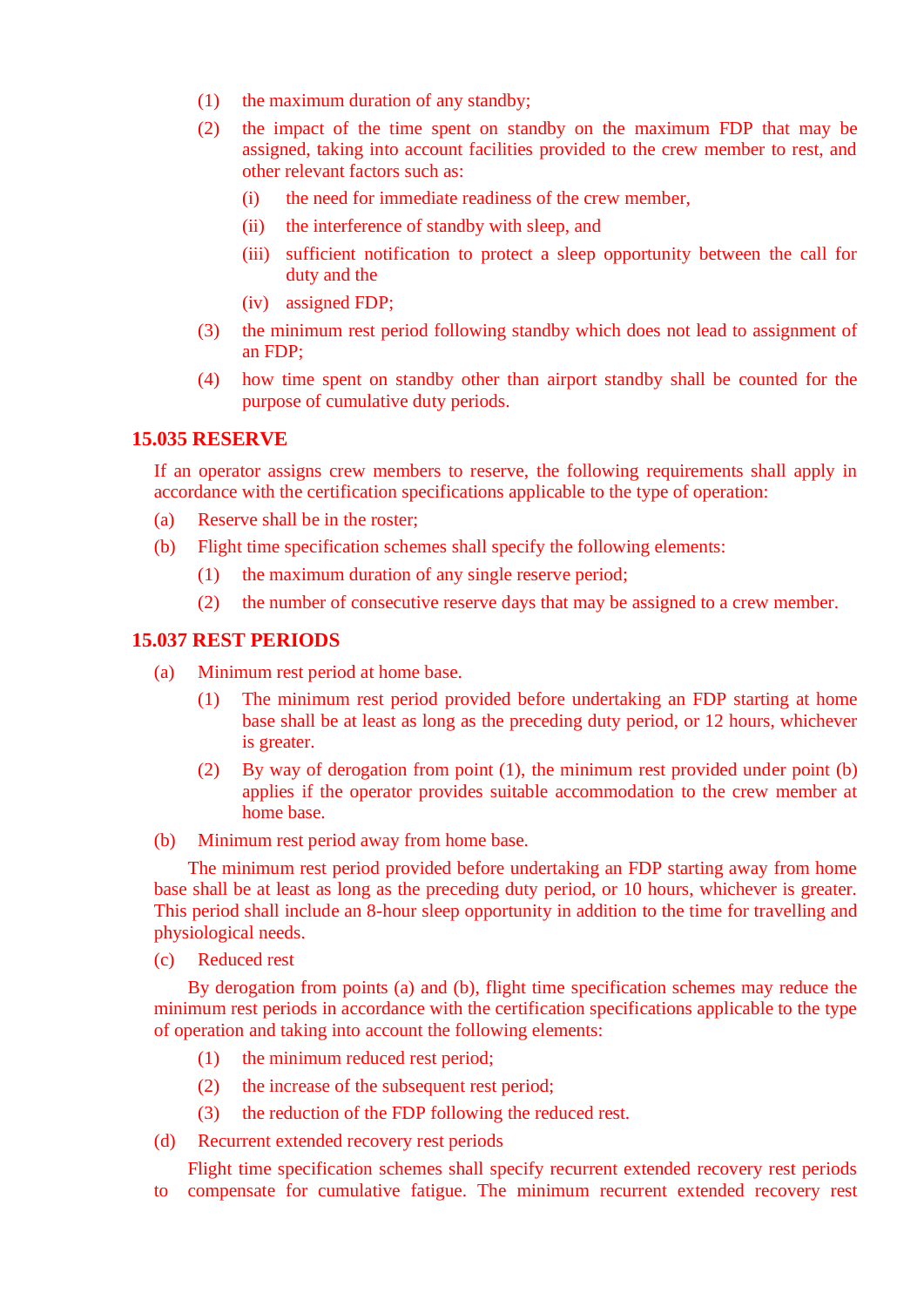(1) the maximum duration of any standby;

(2) the impact of the time spent on standby on the maximum FDP that may be assigned, taking into account facilities provided to the crew member to rest, and other relevant factors such as:

   (i) the need for immediate readiness of the crew member,

   (ii) the interference of standby with sleep, and

   (iii) sufficient notification to protect a sleep opportunity between the call for duty and the

   (iv) assigned FDP;

(3) the minimum rest period following standby which does not lead to assignment of an FDP;

(4) how time spent on standby other than airport standby shall be counted for the purpose of cumulative duty periods.

### 15.035 RESERVE

If an operator assigns crew members to reserve, the following requirements shall apply in accordance with the certification specifications applicable to the type of operation:

(a) Reserve shall be in the roster;

(b) Flight time specification schemes shall specify the following elements:

   (1) the maximum duration of any single reserve period;

   (2) the number of consecutive reserve days that may be assigned to a crew member.

### 15.037 REST PERIODS

(a) Minimum rest period at home base.

   (1) The minimum rest period provided before undertaking an FDP starting at home base shall be at least as long as the preceding duty period, or 12 hours, whichever is greater.

   (2) By way of derogation from point (1), the minimum rest provided under point (b) applies if the operator provides suitable accommodation to the crew member at home base.

(b) Minimum rest period away from home base.

The minimum rest period provided before undertaking an FDP starting away from home base shall be at least as long as the preceding duty period, or 10 hours, whichever is greater. This period shall include an 8-hour sleep opportunity in addition to the time for travelling and physiological needs.

(c) Reduced rest

By derogation from points (a) and (b), flight time specification schemes may reduce the minimum rest periods in accordance with the certification specifications applicable to the type of operation and taking into account the following elements:

   (1) the minimum reduced rest period;

   (2) the increase of the subsequent rest period;

   (3) the reduction of the FDP following the reduced rest.

(d) Recurrent extended recovery rest periods

Flight time specification schemes shall specify recurrent extended recovery rest periods to compensate for cumulative fatigue. The minimum recurrent extended recovery rest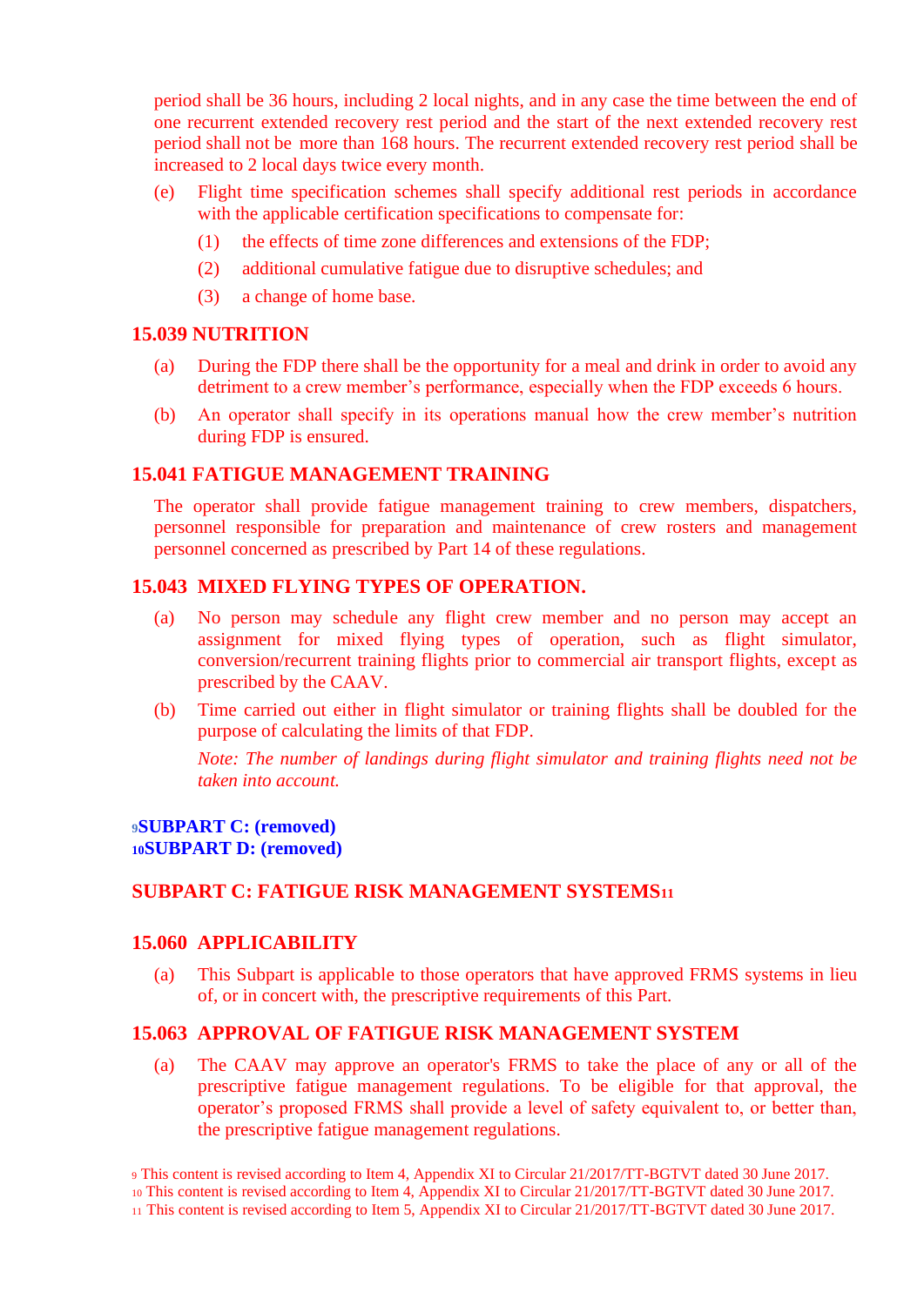period shall be 36 hours, including 2 local nights, and in any case the time between the end of one recurrent extended recovery rest period and the start of the next extended recovery rest period shall not be more than 168 hours. The recurrent extended recovery rest period shall be increased to 2 local days twice every month.

(e) Flight time specification schemes shall specify additional rest periods in accordance with the applicable certification specifications to compensate for:

(1) the effects of time zone differences and extensions of the FDP;

(2) additional cumulative fatigue due to disruptive schedules; and

(3) a change of home base.

### 15.039 NUTRITION

(a) During the FDP there shall be the opportunity for a meal and drink in order to avoid any detriment to a crew member's performance, especially when the FDP exceeds 6 hours.

(b) An operator shall specify in its operations manual how the crew member's nutrition during FDP is ensured.

### 15.041 FATIGUE MANAGEMENT TRAINING

The operator shall provide fatigue management training to crew members, dispatchers, personnel responsible for preparation and maintenance of crew rosters and management personnel concerned as prescribed by Part 14 of these regulations.

### 15.043 MIXED FLYING TYPES OF OPERATION.

(a) No person may schedule any flight crew member and no person may accept an assignment for mixed flying types of operation, such as flight simulator, conversion/recurrent training flights prior to commercial air transport flights, except as prescribed by the CAAV.

(b) Time carried out either in flight simulator or training flights shall be doubled for the purpose of calculating the limits of that FDP.

*Note: The number of landings during flight simulator and training flights need not be taken into account.*

**[9]SUBPART C: (removed)**
**[10]SUBPART D: (removed)**

## SUBPART C: FATIGUE RISK MANAGEMENT SYSTEMS[11]

### 15.060 APPLICABILITY

(a) This Subpart is applicable to those operators that have approved FRMS systems in lieu of, or in concert with, the prescriptive requirements of this Part.

### 15.063 APPROVAL OF FATIGUE RISK MANAGEMENT SYSTEM

(a) The CAAV may approve an operator's FRMS to take the place of any or all of the prescriptive fatigue management regulations. To be eligible for that approval, the operator's proposed FRMS shall provide a level of safety equivalent to, or better than, the prescriptive fatigue management regulations.

[9] This content is revised according to Item 4, Appendix XI to Circular 21/2017/TT-BGTVT dated 30 June 2017.
[10] This content is revised according to Item 4, Appendix XI to Circular 21/2017/TT-BGTVT dated 30 June 2017.
[11] This content is revised according to Item 5, Appendix XI to Circular 21/2017/TT-BGTVT dated 30 June 2017.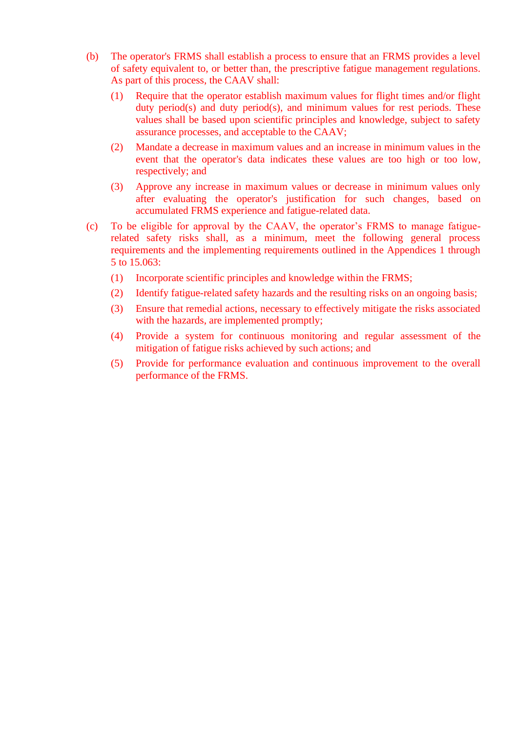(b) The operator's FRMS shall establish a process to ensure that an FRMS provides a level of safety equivalent to, or better than, the prescriptive fatigue management regulations. As part of this process, the CAAV shall:

  (1) Require that the operator establish maximum values for flight times and/or flight duty period(s) and duty period(s), and minimum values for rest periods. These values shall be based upon scientific principles and knowledge, subject to safety assurance processes, and acceptable to the CAAV;

  (2) Mandate a decrease in maximum values and an increase in minimum values in the event that the operator's data indicates these values are too high or too low, respectively; and

  (3) Approve any increase in maximum values or decrease in minimum values only after evaluating the operator's justification for such changes, based on accumulated FRMS experience and fatigue-related data.

(c) To be eligible for approval by the CAAV, the operator’s FRMS to manage fatigue-related safety risks shall, as a minimum, meet the following general process requirements and the implementing requirements outlined in the Appendices 1 through 5 to 15.063:

  (1) Incorporate scientific principles and knowledge within the FRMS;

  (2) Identify fatigue-related safety hazards and the resulting risks on an ongoing basis;

  (3) Ensure that remedial actions, necessary to effectively mitigate the risks associated with the hazards, are implemented promptly;

  (4) Provide a system for continuous monitoring and regular assessment of the mitigation of fatigue risks achieved by such actions; and

  (5) Provide for performance evaluation and continuous improvement to the overall performance of the FRMS.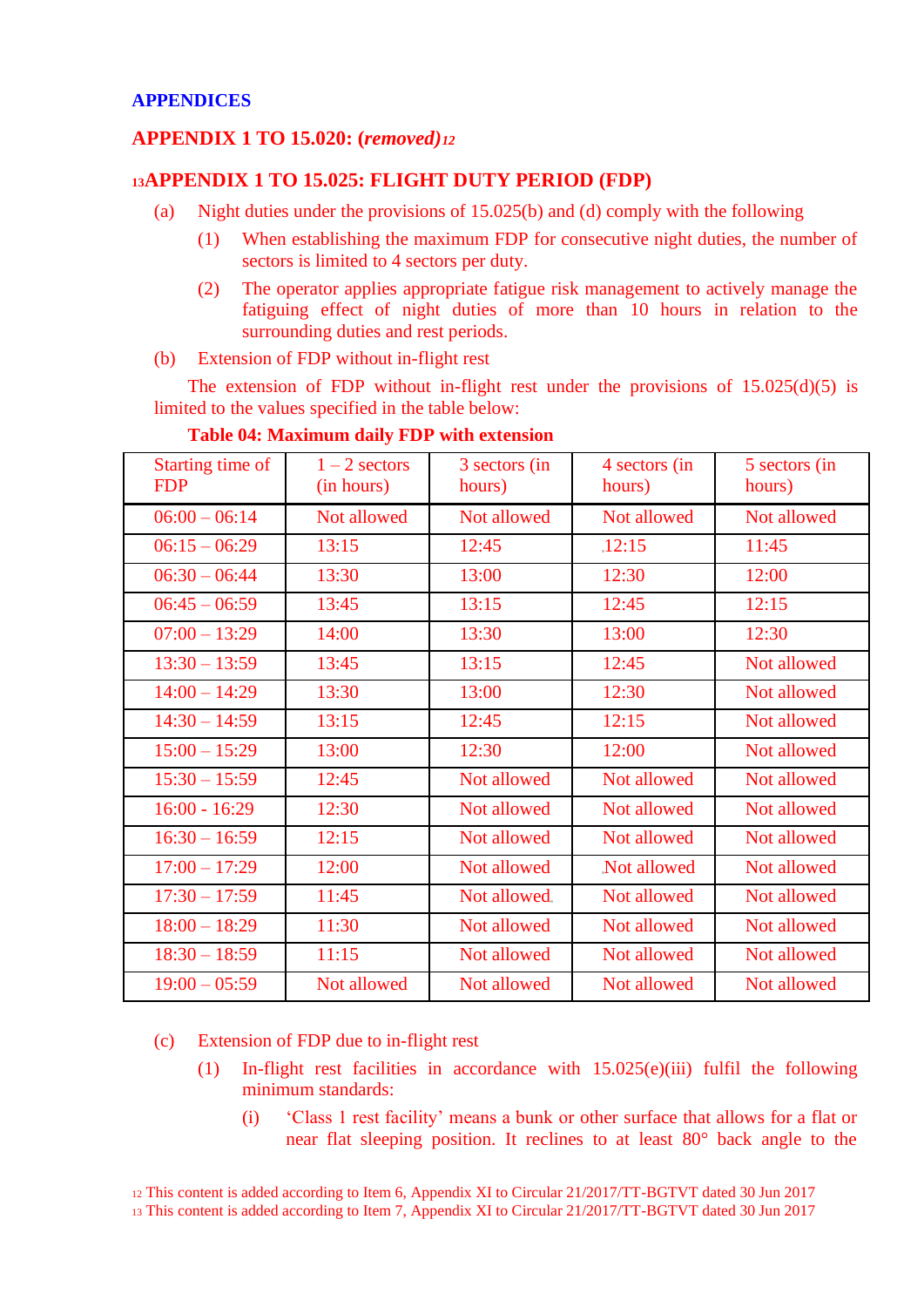## APPENDICES

## APPENDIX 1 TO 15.020: (*removed*)[12]

## [13]APPENDIX 1 TO 15.025: FLIGHT DUTY PERIOD (FDP)

(a) Night duties under the provisions of 15.025(b) and (d) comply with the following

(1) When establishing the maximum FDP for consecutive night duties, the number of sectors is limited to 4 sectors per duty.

(2) The operator applies appropriate fatigue risk management to actively manage the fatiguing effect of night duties of more than 10 hours in relation to the surrounding duties and rest periods.

(b) Extension of FDP without in-flight rest

The extension of FDP without in-flight rest under the provisions of 15.025(d)(5) is limited to the values specified in the table below:

**Table 04: Maximum daily FDP with extension**

| Starting time of FDP | 1 – 2 sectors (in hours) | 3 sectors (in hours) | 4 sectors (in hours) | 5 sectors (in hours) |
|---|---|---|---|---|
| 06:00 – 06:14 | Not allowed | Not allowed | Not allowed | Not allowed |
| 06:15 – 06:29 | 13:15 | 12:45 | 12:15 | 11:45 |
| 06:30 – 06:44 | 13:30 | 13:00 | 12:30 | 12:00 |
| 06:45 – 06:59 | 13:45 | 13:15 | 12:45 | 12:15 |
| 07:00 – 13:29 | 14:00 | 13:30 | 13:00 | 12:30 |
| 13:30 – 13:59 | 13:45 | 13:15 | 12:45 | Not allowed |
| 14:00 – 14:29 | 13:30 | 13:00 | 12:30 | Not allowed |
| 14:30 – 14:59 | 13:15 | 12:45 | 12:15 | Not allowed |
| 15:00 – 15:29 | 13:00 | 12:30 | 12:00 | Not allowed |
| 15:30 – 15:59 | 12:45 | Not allowed | Not allowed | Not allowed |
| 16:00 - 16:29 | 12:30 | Not allowed | Not allowed | Not allowed |
| 16:30 – 16:59 | 12:15 | Not allowed | Not allowed | Not allowed |
| 17:00 – 17:29 | 12:00 | Not allowed | Not allowed | Not allowed |
| 17:30 – 17:59 | 11:45 | Not allowed | Not allowed | Not allowed |
| 18:00 – 18:29 | 11:30 | Not allowed | Not allowed | Not allowed |
| 18:30 – 18:59 | 11:15 | Not allowed | Not allowed | Not allowed |
| 19:00 – 05:59 | Not allowed | Not allowed | Not allowed | Not allowed |

(c) Extension of FDP due to in-flight rest

(1) In-flight rest facilities in accordance with 15.025(e)(iii) fulfil the following minimum standards:

(i) 'Class 1 rest facility' means a bunk or other surface that allows for a flat or near flat sleeping position. It reclines to at least 80° back angle to the

[12] This content is added according to Item 6, Appendix XI to Circular 21/2017/TT-BGTVT dated 30 Jun 2017

[13] This content is added according to Item 7, Appendix XI to Circular 21/2017/TT-BGTVT dated 30 Jun 2017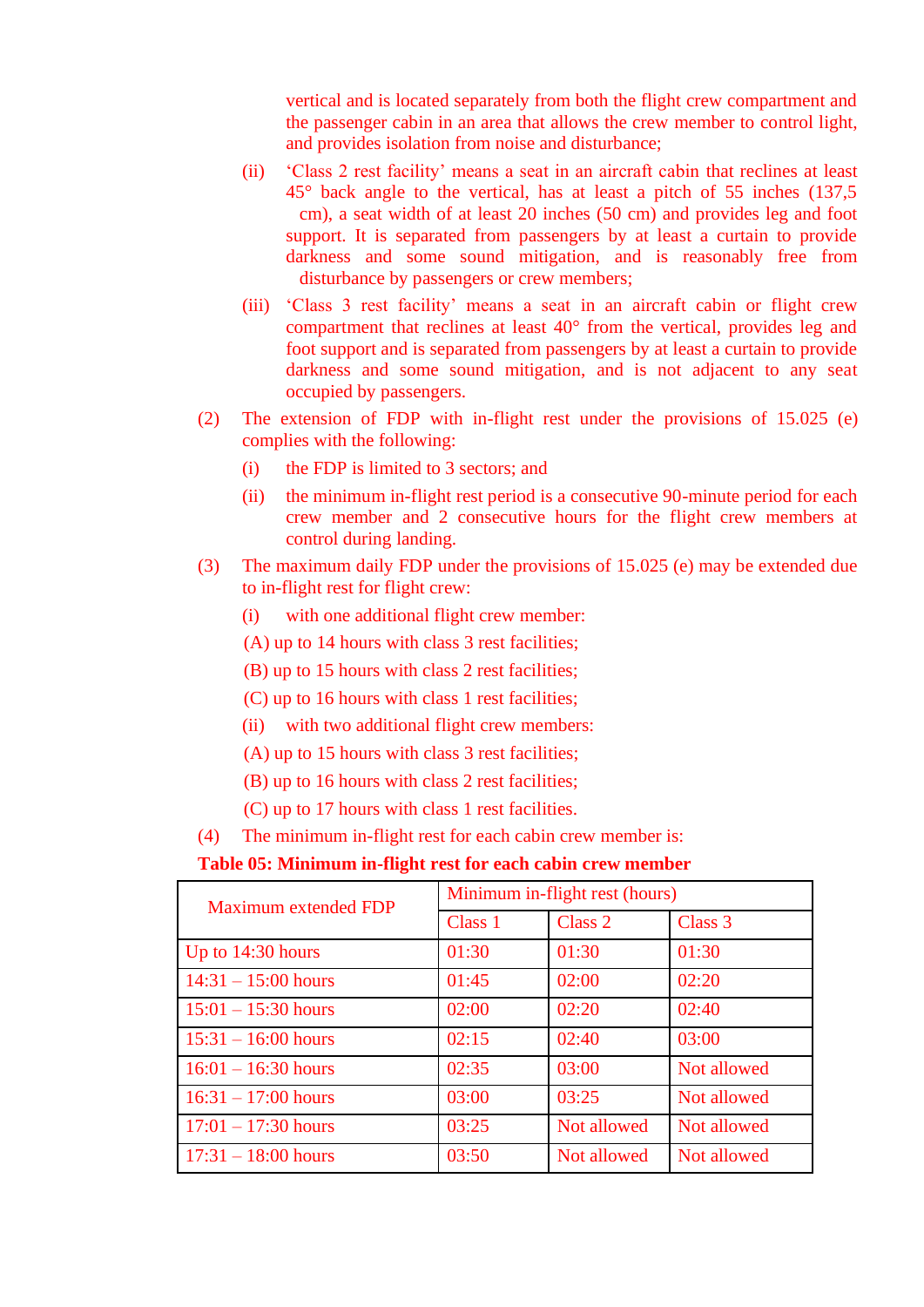vertical and is located separately from both the flight crew compartment and the passenger cabin in an area that allows the crew member to control light, and provides isolation from noise and disturbance;

(ii) 'Class 2 rest facility' means a seat in an aircraft cabin that reclines at least 45° back angle to the vertical, has at least a pitch of 55 inches (137,5 cm), a seat width of at least 20 inches (50 cm) and provides leg and foot support. It is separated from passengers by at least a curtain to provide darkness and some sound mitigation, and is reasonably free from disturbance by passengers or crew members;

(iii) 'Class 3 rest facility' means a seat in an aircraft cabin or flight crew compartment that reclines at least 40° from the vertical, provides leg and foot support and is separated from passengers by at least a curtain to provide darkness and some sound mitigation, and is not adjacent to any seat occupied by passengers.

(2) The extension of FDP with in-flight rest under the provisions of 15.025 (e) complies with the following:

(i) the FDP is limited to 3 sectors; and

(ii) the minimum in-flight rest period is a consecutive 90-minute period for each crew member and 2 consecutive hours for the flight crew members at control during landing.

(3) The maximum daily FDP under the provisions of 15.025 (e) may be extended due to in-flight rest for flight crew:

(i) with one additional flight crew member:

(A) up to 14 hours with class 3 rest facilities;

(B) up to 15 hours with class 2 rest facilities;

(C) up to 16 hours with class 1 rest facilities;

(ii) with two additional flight crew members:

(A) up to 15 hours with class 3 rest facilities;

(B) up to 16 hours with class 2 rest facilities;

(C) up to 17 hours with class 1 rest facilities.

(4) The minimum in-flight rest for each cabin crew member is:

**Table 05: Minimum in-flight rest for each cabin crew member**

| Maximum extended FDP | Minimum in-flight rest (hours) | | |
|---|---|---|---|
| | Class 1 | Class 2 | Class 3 |
| Up to 14:30 hours | 01:30 | 01:30 | 01:30 |
| 14:31 – 15:00 hours | 01:45 | 02:00 | 02:20 |
| 15:01 – 15:30 hours | 02:00 | 02:20 | 02:40 |
| 15:31 – 16:00 hours | 02:15 | 02:40 | 03:00 |
| 16:01 – 16:30 hours | 02:35 | 03:00 | Not allowed |
| 16:31 – 17:00 hours | 03:00 | 03:25 | Not allowed |
| 17:01 – 17:30 hours | 03:25 | Not allowed | Not allowed |
| 17:31 – 18:00 hours | 03:50 | Not allowed | Not allowed |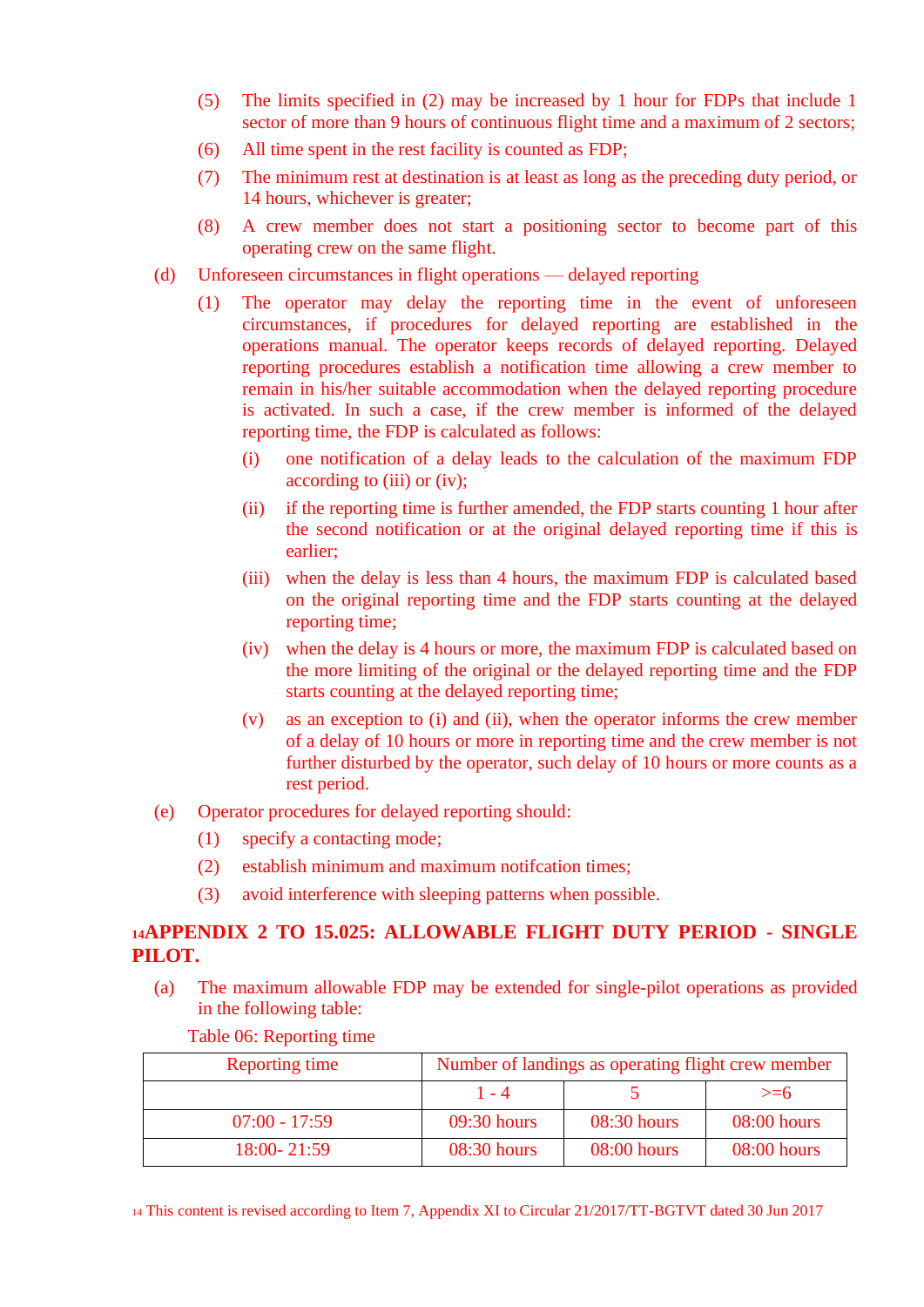(5) The limits specified in (2) may be increased by 1 hour for FDPs that include 1 sector of more than 9 hours of continuous flight time and a maximum of 2 sectors;

(6) All time spent in the rest facility is counted as FDP;

(7) The minimum rest at destination is at least as long as the preceding duty period, or 14 hours, whichever is greater;

(8) A crew member does not start a positioning sector to become part of this operating crew on the same flight.

(d) Unforeseen circumstances in flight operations — delayed reporting

(1) The operator may delay the reporting time in the event of unforeseen circumstances, if procedures for delayed reporting are established in the operations manual. The operator keeps records of delayed reporting. Delayed reporting procedures establish a notification time allowing a crew member to remain in his/her suitable accommodation when the delayed reporting procedure is activated. In such a case, if the crew member is informed of the delayed reporting time, the FDP is calculated as follows:

(i) one notification of a delay leads to the calculation of the maximum FDP according to (iii) or (iv);

(ii) if the reporting time is further amended, the FDP starts counting 1 hour after the second notification or at the original delayed reporting time if this is earlier;

(iii) when the delay is less than 4 hours, the maximum FDP is calculated based on the original reporting time and the FDP starts counting at the delayed reporting time;

(iv) when the delay is 4 hours or more, the maximum FDP is calculated based on the more limiting of the original or the delayed reporting time and the FDP starts counting at the delayed reporting time;

(v) as an exception to (i) and (ii), when the operator informs the crew member of a delay of 10 hours or more in reporting time and the crew member is not further disturbed by the operator, such delay of 10 hours or more counts as a rest period.

(e) Operator procedures for delayed reporting should:

(1) specify a contacting mode;

(2) establish minimum and maximum notifcation times;

(3) avoid interference with sleeping patterns when possible.

## [14]APPENDIX 2 TO 15.025: ALLOWABLE FLIGHT DUTY PERIOD - SINGLE PILOT.

(a) The maximum allowable FDP may be extended for single-pilot operations as provided in the following table:

Table 06: Reporting time

| Reporting time | Number of landings as operating flight crew member | | |
|---|---|---|---|
| | 1 - 4 | 5 | >=6 |
| 07:00 - 17:59 | 09:30 hours | 08:30 hours | 08:00 hours |
| 18:00- 21:59 | 08:30 hours | 08:00 hours | 08:00 hours |

[14] This content is revised according to Item 7, Appendix XI to Circular 21/2017/TT-BGTVT dated 30 Jun 2017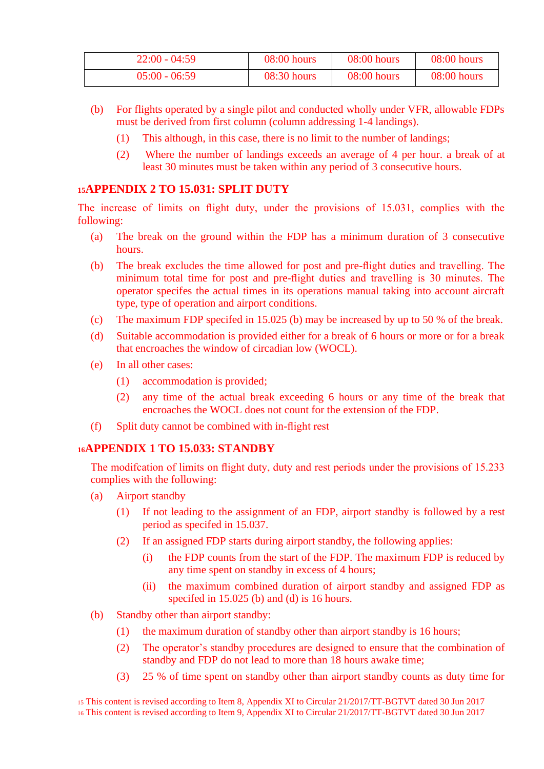| 22:00 - 04:59 | 08:00 hours | 08:00 hours | 08:00 hours |
|---|---|---|---|
| 05:00 - 06:59 | 08:30 hours | 08:00 hours | 08:00 hours |

(b) For flights operated by a single pilot and conducted wholly under VFR, allowable FDPs must be derived from first column (column addressing 1-4 landings).

(1) This although, in this case, there is no limit to the number of landings;

(2) Where the number of landings exceeds an average of 4 per hour. a break of at least 30 minutes must be taken within any period of 3 consecutive hours.

## [15]APPENDIX 2 TO 15.031: SPLIT DUTY

The increase of limits on flight duty, under the provisions of 15.031, complies with the following:

(a) The break on the ground within the FDP has a minimum duration of 3 consecutive hours.

(b) The break excludes the time allowed for post and pre-flight duties and travelling. The minimum total time for post and pre-flight duties and travelling is 30 minutes. The operator specifes the actual times in its operations manual taking into account aircraft type, type of operation and airport conditions.

(c) The maximum FDP specifed in 15.025 (b) may be increased by up to 50 % of the break.

(d) Suitable accommodation is provided either for a break of 6 hours or more or for a break that encroaches the window of circadian low (WOCL).

(e) In all other cases:

(1) accommodation is provided;

(2) any time of the actual break exceeding 6 hours or any time of the break that encroaches the WOCL does not count for the extension of the FDP.

(f) Split duty cannot be combined with in-flight rest

## [16]APPENDIX 1 TO 15.033: STANDBY

The modifcation of limits on flight duty, duty and rest periods under the provisions of 15.233 complies with the following:

(a) Airport standby

(1) If not leading to the assignment of an FDP, airport standby is followed by a rest period as specifed in 15.037.

(2) If an assigned FDP starts during airport standby, the following applies:

(i) the FDP counts from the start of the FDP. The maximum FDP is reduced by any time spent on standby in excess of 4 hours;

(ii) the maximum combined duration of airport standby and assigned FDP as specifed in 15.025 (b) and (d) is 16 hours.

(b) Standby other than airport standby:

(1) the maximum duration of standby other than airport standby is 16 hours;

(2) The operator's standby procedures are designed to ensure that the combination of standby and FDP do not lead to more than 18 hours awake time;

(3) 25 % of time spent on standby other than airport standby counts as duty time for

[15] This content is revised according to Item 8, Appendix XI to Circular 21/2017/TT-BGTVT dated 30 Jun 2017
[16] This content is revised according to Item 9, Appendix XI to Circular 21/2017/TT-BGTVT dated 30 Jun 2017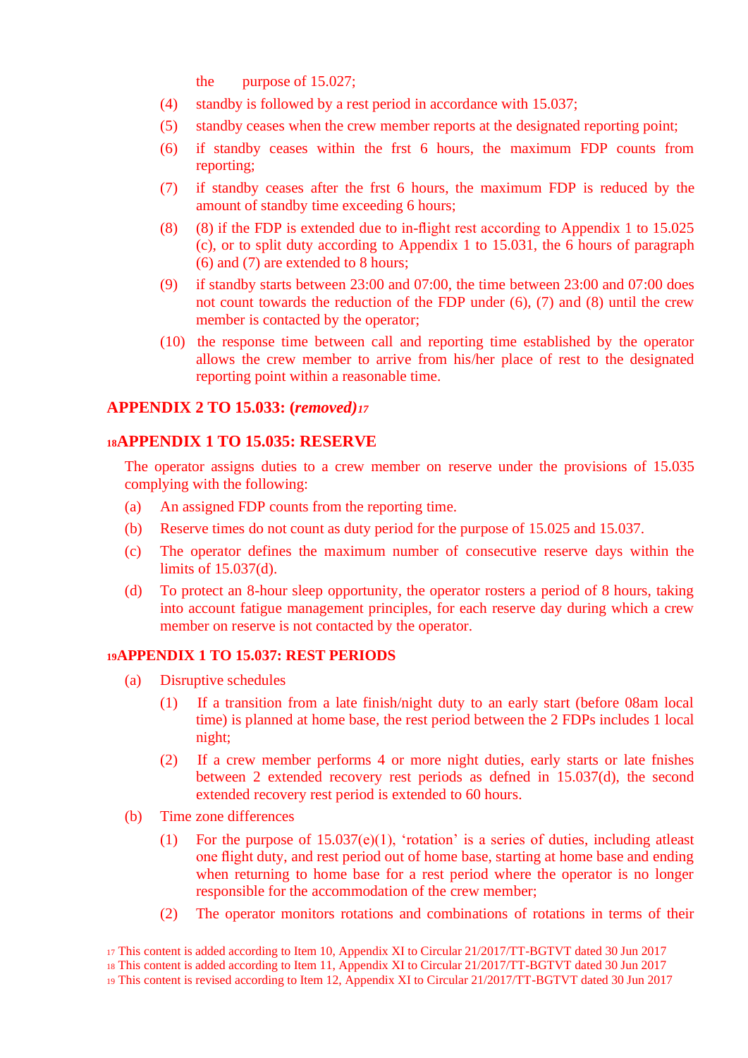the purpose of 15.027;

(4) standby is followed by a rest period in accordance with 15.037;

(5) standby ceases when the crew member reports at the designated reporting point;

(6) if standby ceases within the frst 6 hours, the maximum FDP counts from reporting;

(7) if standby ceases after the frst 6 hours, the maximum FDP is reduced by the amount of standby time exceeding 6 hours;

(8) (8) if the FDP is extended due to in-flight rest according to Appendix 1 to 15.025 (c), or to split duty according to Appendix 1 to 15.031, the 6 hours of paragraph (6) and (7) are extended to 8 hours;

(9) if standby starts between 23:00 and 07:00, the time between 23:00 and 07:00 does not count towards the reduction of the FDP under (6), (7) and (8) until the crew member is contacted by the operator;

(10) the response time between call and reporting time established by the operator allows the crew member to arrive from his/her place of rest to the designated reporting point within a reasonable time.

## APPENDIX 2 TO 15.033: (*removed*)[17]

## [18]APPENDIX 1 TO 15.035: RESERVE

The operator assigns duties to a crew member on reserve under the provisions of 15.035 complying with the following:

(a) An assigned FDP counts from the reporting time.

(b) Reserve times do not count as duty period for the purpose of 15.025 and 15.037.

(c) The operator defines the maximum number of consecutive reserve days within the limits of 15.037(d).

(d) To protect an 8-hour sleep opportunity, the operator rosters a period of 8 hours, taking into account fatigue management principles, for each reserve day during which a crew member on reserve is not contacted by the operator.

## [19]APPENDIX 1 TO 15.037: REST PERIODS

(a) Disruptive schedules

(1) If a transition from a late finish/night duty to an early start (before 08am local time) is planned at home base, the rest period between the 2 FDPs includes 1 local night;

(2) If a crew member performs 4 or more night duties, early starts or late fnishes between 2 extended recovery rest periods as defned in 15.037(d), the second extended recovery rest period is extended to 60 hours.

(b) Time zone differences

(1) For the purpose of 15.037(e)(1), 'rotation' is a series of duties, including atleast one flight duty, and rest period out of home base, starting at home base and ending when returning to home base for a rest period where the operator is no longer responsible for the accommodation of the crew member;

(2) The operator monitors rotations and combinations of rotations in terms of their

[17] This content is added according to Item 10, Appendix XI to Circular 21/2017/TT-BGTVT dated 30 Jun 2017
[18] This content is added according to Item 11, Appendix XI to Circular 21/2017/TT-BGTVT dated 30 Jun 2017
[19] This content is revised according to Item 12, Appendix XI to Circular 21/2017/TT-BGTVT dated 30 Jun 2017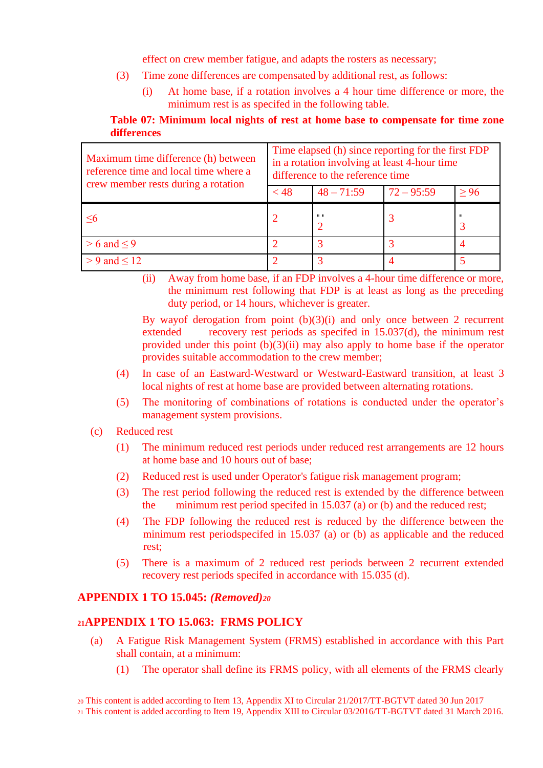effect on crew member fatigue, and adapts the rosters as necessary;

(3) Time zone differences are compensated by additional rest, as follows:

(i) At home base, if a rotation involves a 4 hour time difference or more, the minimum rest is as specifed in the following table.

**Table 07: Minimum local nights of rest at home base to compensate for time zone differences**

| Maximum time difference (h) between reference time and local time where a crew member rests during a rotation | Time elapsed (h) since reporting for the first FDP in a rotation involving at least 4-hour time difference to the reference time | | | |
|---|---|---|---|---|
| | < 48 | 48 – 71:59 | 72 – 95:59 | ≥ 96 |
| ≤6 | 2 | 2 | 3 | 3 |
| > 6 and ≤ 9 | 2 | 3 | 3 | 4 |
| > 9 and ≤ 12 | 2 | 3 | 4 | 5 |

(ii) Away from home base, if an FDP involves a 4-hour time difference or more, the minimum rest following that FDP is at least as long as the preceding duty period, or 14 hours, whichever is greater.

By wayof derogation from point (b)(3)(i) and only once between 2 recurrent extended recovery rest periods as specifed in 15.037(d), the minimum rest provided under this point (b)(3)(ii) may also apply to home base if the operator provides suitable accommodation to the crew member;

(4) In case of an Eastward-Westward or Westward-Eastward transition, at least 3 local nights of rest at home base are provided between alternating rotations.

(5) The monitoring of combinations of rotations is conducted under the operator's management system provisions.

(c) Reduced rest

(1) The minimum reduced rest periods under reduced rest arrangements are 12 hours at home base and 10 hours out of base;

(2) Reduced rest is used under Operator's fatigue risk management program;

(3) The rest period following the reduced rest is extended by the difference between the minimum rest period specifed in 15.037 (a) or (b) and the reduced rest;

(4) The FDP following the reduced rest is reduced by the difference between the minimum rest periodspecifed in 15.037 (a) or (b) as applicable and the reduced rest;

(5) There is a maximum of 2 reduced rest periods between 2 recurrent extended recovery rest periods specifed in accordance with 15.035 (d).

## APPENDIX 1 TO 15.045: *(Removed)*[20]

## [21]APPENDIX 1 TO 15.063: FRMS POLICY

(a) A Fatigue Risk Management System (FRMS) established in accordance with this Part shall contain, at a minimum:

(1) The operator shall define its FRMS policy, with all elements of the FRMS clearly

[20] This content is added according to Item 13, Appendix XI to Circular 21/2017/TT-BGTVT dated 30 Jun 2017

[21] This content is added according to Item 19, Appendix XIII to Circular 03/2016/TT-BGTVT dated 31 March 2016.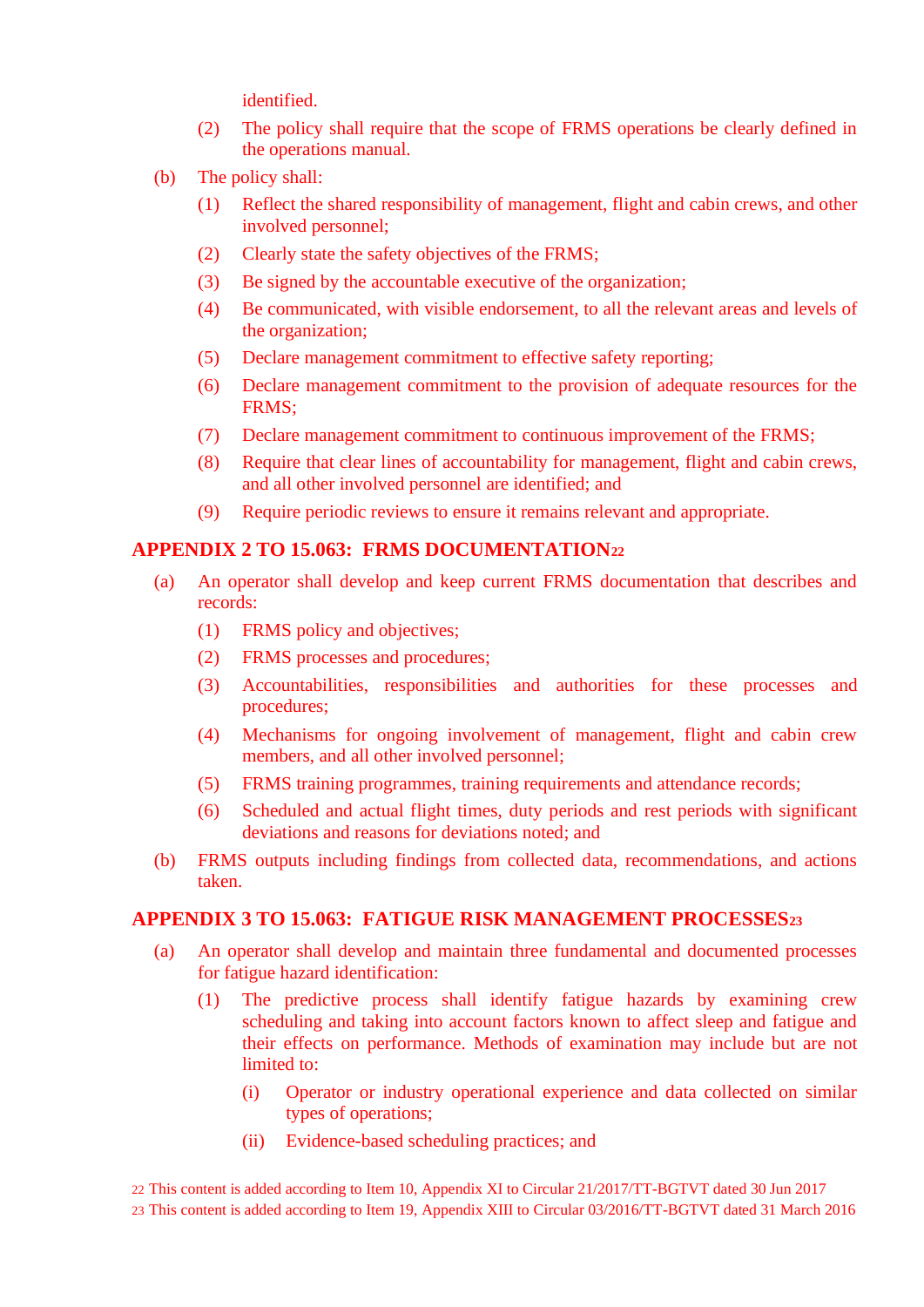identified.

(2) The policy shall require that the scope of FRMS operations be clearly defined in the operations manual.

(b) The policy shall:

(1) Reflect the shared responsibility of management, flight and cabin crews, and other involved personnel;

(2) Clearly state the safety objectives of the FRMS;

(3) Be signed by the accountable executive of the organization;

(4) Be communicated, with visible endorsement, to all the relevant areas and levels of the organization;

(5) Declare management commitment to effective safety reporting;

(6) Declare management commitment to the provision of adequate resources for the FRMS;

(7) Declare management commitment to continuous improvement of the FRMS;

(8) Require that clear lines of accountability for management, flight and cabin crews, and all other involved personnel are identified; and

(9) Require periodic reviews to ensure it remains relevant and appropriate.

## APPENDIX 2 TO 15.063: FRMS DOCUMENTATION[22]

(a) An operator shall develop and keep current FRMS documentation that describes and records:

(1) FRMS policy and objectives;

(2) FRMS processes and procedures;

(3) Accountabilities, responsibilities and authorities for these processes and procedures;

(4) Mechanisms for ongoing involvement of management, flight and cabin crew members, and all other involved personnel;

(5) FRMS training programmes, training requirements and attendance records;

(6) Scheduled and actual flight times, duty periods and rest periods with significant deviations and reasons for deviations noted; and

(b) FRMS outputs including findings from collected data, recommendations, and actions taken.

## APPENDIX 3 TO 15.063: FATIGUE RISK MANAGEMENT PROCESSES[23]

(a) An operator shall develop and maintain three fundamental and documented processes for fatigue hazard identification:

(1) The predictive process shall identify fatigue hazards by examining crew scheduling and taking into account factors known to affect sleep and fatigue and their effects on performance. Methods of examination may include but are not limited to:

(i) Operator or industry operational experience and data collected on similar types of operations;

(ii) Evidence-based scheduling practices; and

[22] This content is added according to Item 10, Appendix XI to Circular 21/2017/TT-BGTVT dated 30 Jun 2017

[23] This content is added according to Item 19, Appendix XIII to Circular 03/2016/TT-BGTVT dated 31 March 2016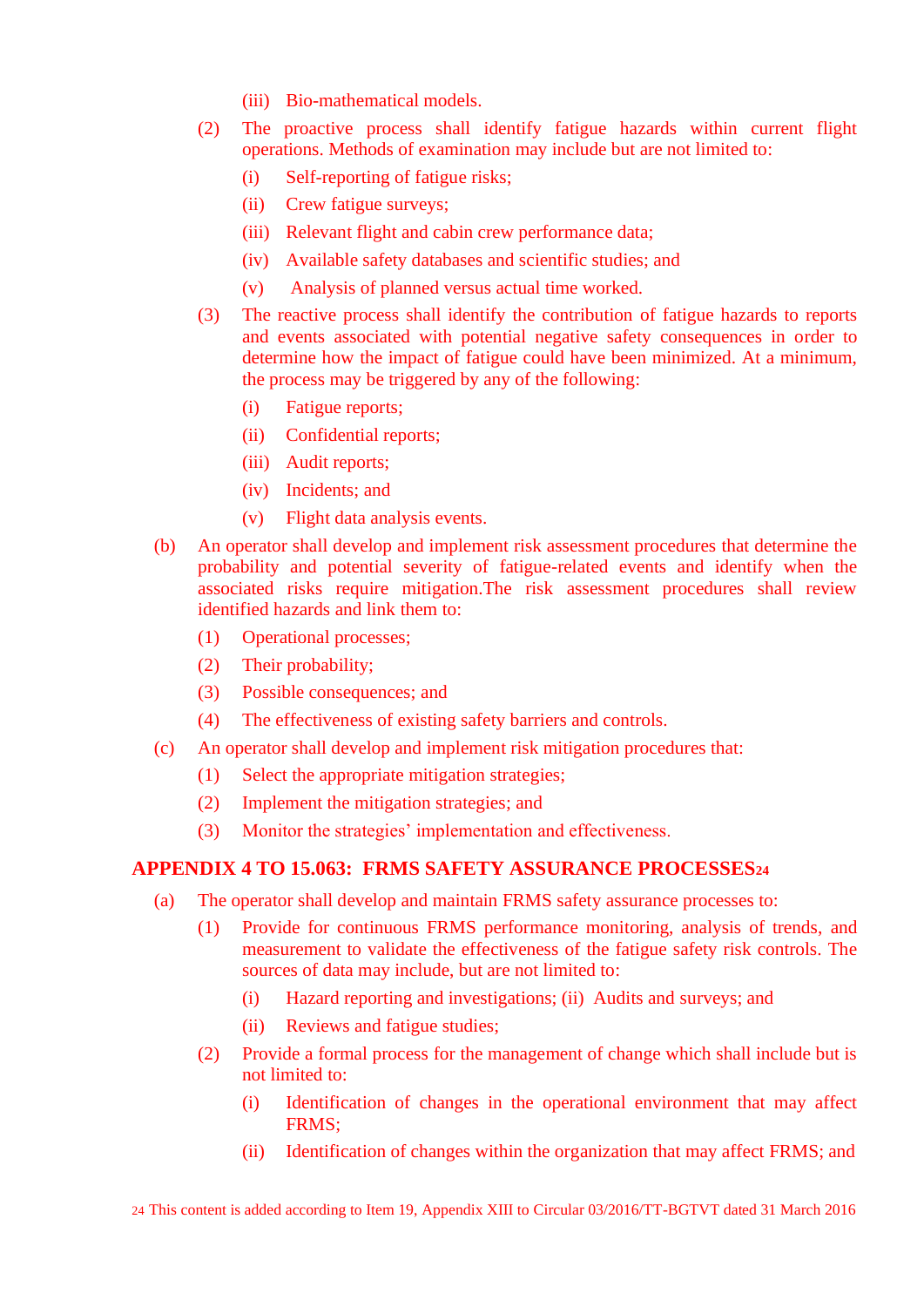(iii) Bio-mathematical models.

(2) The proactive process shall identify fatigue hazards within current flight operations. Methods of examination may include but are not limited to:

(i) Self-reporting of fatigue risks;

(ii) Crew fatigue surveys;

(iii) Relevant flight and cabin crew performance data;

(iv) Available safety databases and scientific studies; and

(v) Analysis of planned versus actual time worked.

(3) The reactive process shall identify the contribution of fatigue hazards to reports and events associated with potential negative safety consequences in order to determine how the impact of fatigue could have been minimized. At a minimum, the process may be triggered by any of the following:

(i) Fatigue reports;

(ii) Confidential reports;

(iii) Audit reports;

(iv) Incidents; and

(v) Flight data analysis events.

(b) An operator shall develop and implement risk assessment procedures that determine the probability and potential severity of fatigue-related events and identify when the associated risks require mitigation.The risk assessment procedures shall review identified hazards and link them to:

(1) Operational processes;

(2) Their probability;

(3) Possible consequences; and

(4) The effectiveness of existing safety barriers and controls.

(c) An operator shall develop and implement risk mitigation procedures that:

(1) Select the appropriate mitigation strategies;

(2) Implement the mitigation strategies; and

(3) Monitor the strategies' implementation and effectiveness.

## APPENDIX 4 TO 15.063: FRMS SAFETY ASSURANCE PROCESSES[24]

(a) The operator shall develop and maintain FRMS safety assurance processes to:

(1) Provide for continuous FRMS performance monitoring, analysis of trends, and measurement to validate the effectiveness of the fatigue safety risk controls. The sources of data may include, but are not limited to:

(i) Hazard reporting and investigations; (ii) Audits and surveys; and

(ii) Reviews and fatigue studies;

(2) Provide a formal process for the management of change which shall include but is not limited to:

(i) Identification of changes in the operational environment that may affect FRMS;

(ii) Identification of changes within the organization that may affect FRMS; and

[24] This content is added according to Item 19, Appendix XIII to Circular 03/2016/TT-BGTVT dated 31 March 2016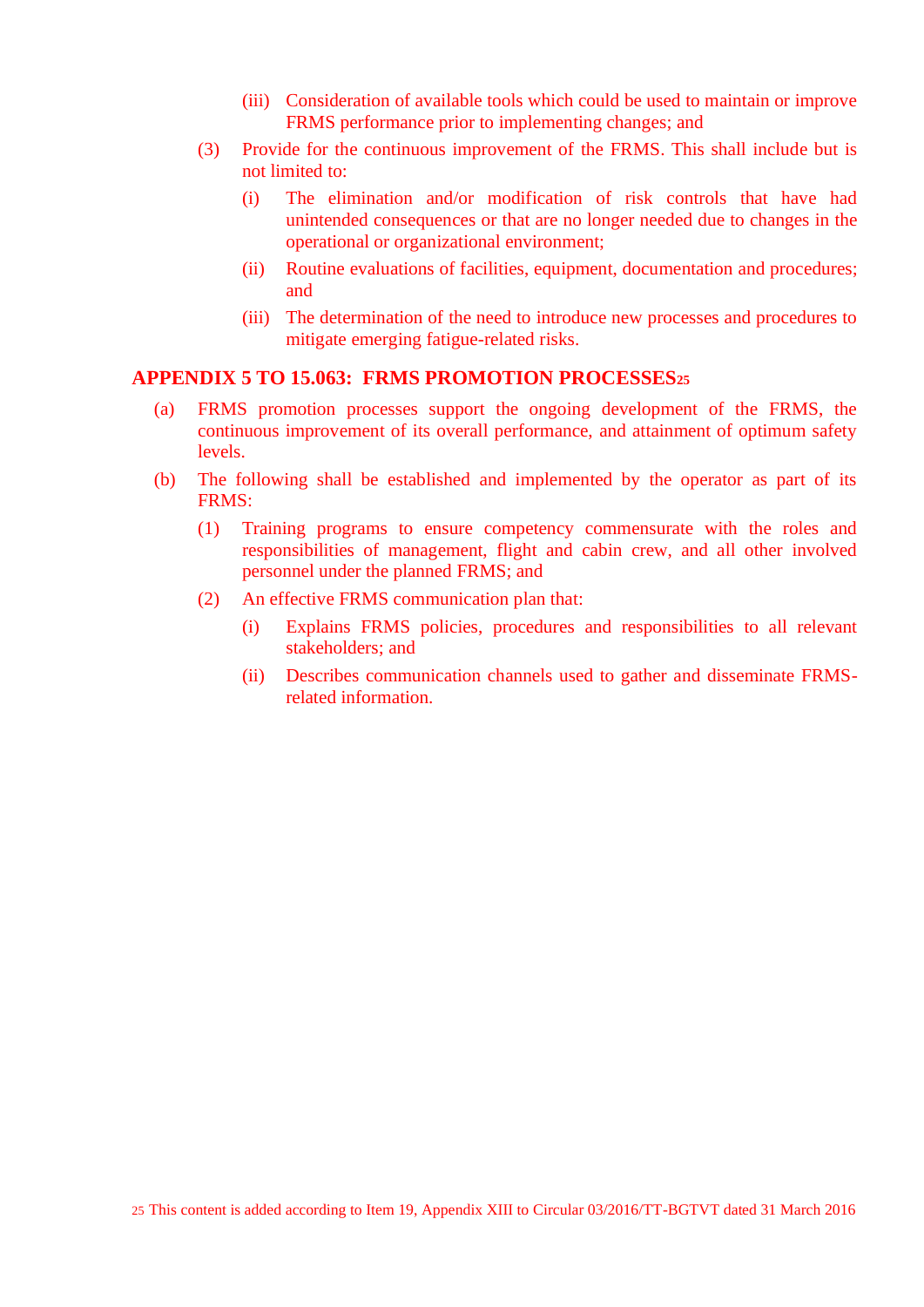(iii) Consideration of available tools which could be used to maintain or improve FRMS performance prior to implementing changes; and

(3) Provide for the continuous improvement of the FRMS. This shall include but is not limited to:

(i) The elimination and/or modification of risk controls that have had unintended consequences or that are no longer needed due to changes in the operational or organizational environment;

(ii) Routine evaluations of facilities, equipment, documentation and procedures; and

(iii) The determination of the need to introduce new processes and procedures to mitigate emerging fatigue-related risks.

## APPENDIX 5 TO 15.063: FRMS PROMOTION PROCESSES[25]

(a) FRMS promotion processes support the ongoing development of the FRMS, the continuous improvement of its overall performance, and attainment of optimum safety levels.

(b) The following shall be established and implemented by the operator as part of its FRMS:

(1) Training programs to ensure competency commensurate with the roles and responsibilities of management, flight and cabin crew, and all other involved personnel under the planned FRMS; and

(2) An effective FRMS communication plan that:

(i) Explains FRMS policies, procedures and responsibilities to all relevant stakeholders; and

(ii) Describes communication channels used to gather and disseminate FRMS-related information.

[25] This content is added according to Item 19, Appendix XIII to Circular 03/2016/TT-BGTVT dated 31 March 2016